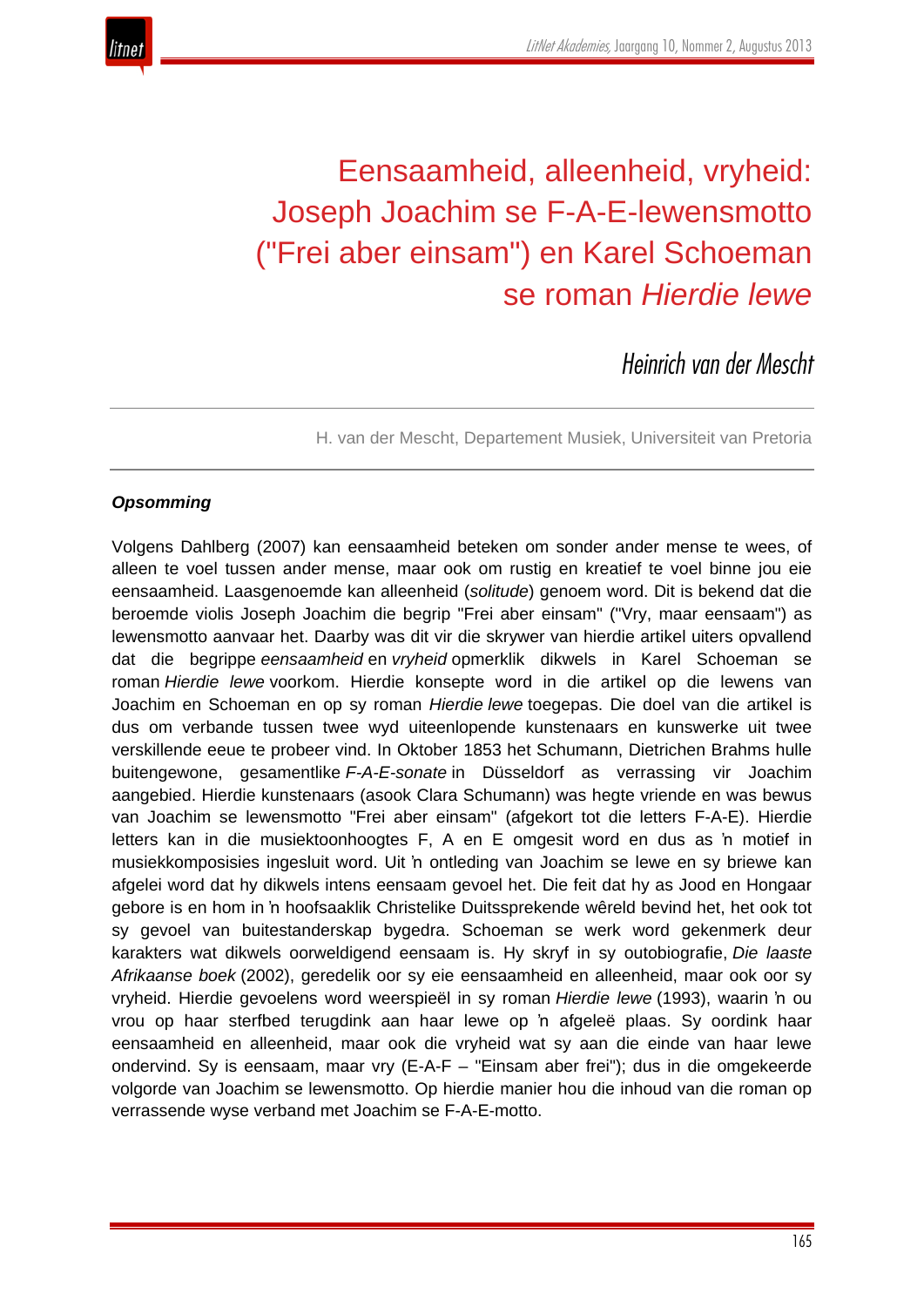# Eensaamheid, alleenheid, vryheid: Joseph Joachim se F-A-E-lewensmotto ("Frei aber einsam") en Karel Schoeman se roman *Hierdie lewe*

Heinrich van der Mescht

H. van der Mescht, Departement Musiek, Universiteit van Pretoria

***Opsomming***

Volgens Dahlberg (2007) kan eensaamheid beteken om sonder ander mense te wees, of alleen te voel tussen ander mense, maar ook om rustig en kreatief te voel binne jou eie eensaamheid. Laasgenoemde kan alleenheid (*solitude*) genoem word. Dit is bekend dat die beroemde violis Joseph Joachim die begrip "Frei aber einsam" ("Vry, maar eensaam") as lewensmotto aanvaar het. Daarby was dit vir die skrywer van hierdie artikel uiters opvallend dat die begrippe *eensaamheid* en *vryheid* opmerklik dikwels in Karel Schoeman se roman *Hierdie lewe* voorkom. Hierdie konsepte word in die artikel op die lewens van Joachim en Schoeman en op sy roman *Hierdie lewe* toegepas. Die doel van die artikel is dus om verbande tussen twee wyd uiteenlopende kunstenaars en kunswerke uit twee verskillende eeue te probeer vind. In Oktober 1853 het Schumann, Dietrichen Brahms hulle buitengewone, gesamentlike *F-A-E-sonate* in Düsseldorf as verrassing vir Joachim aangebied. Hierdie kunstenaars (asook Clara Schumann) was hegte vriende en was bewus van Joachim se lewensmotto "Frei aber einsam" (afgekort tot die letters F-A-E). Hierdie letters kan in die musiektoonhoogtes F, A en E omgesit word en dus as ŉ motief in musiekkomposisies ingesluit word. Uit ŉ ontleding van Joachim se lewe en sy briewe kan afgelei word dat hy dikwels intens eensaam gevoel het. Die feit dat hy as Jood en Hongaar gebore is en hom in ŉ hoofsaaklik Christelike Duitssprekende wêreld bevind het, het ook tot sy gevoel van buitestanderskap bygedra. Schoeman se werk word gekenmerk deur karakters wat dikwels oorweldigend eensaam is. Hy skryf in sy outobiografie, *Die laaste Afrikaanse boek* (2002), geredelik oor sy eie eensaamheid en alleenheid, maar ook oor sy vryheid. Hierdie gevoelens word weerspieël in sy roman *Hierdie lewe* (1993), waarin ŉ ou vrou op haar sterfbed terugdink aan haar lewe op ŉ afgeleë plaas. Sy oordink haar eensaamheid en alleenheid, maar ook die vryheid wat sy aan die einde van haar lewe ondervind. Sy is eensaam, maar vry (E-A-F – "Einsam aber frei"); dus in die omgekeerde volgorde van Joachim se lewensmotto. Op hierdie manier hou die inhoud van die roman op verrassende wyse verband met Joachim se F-A-E-motto.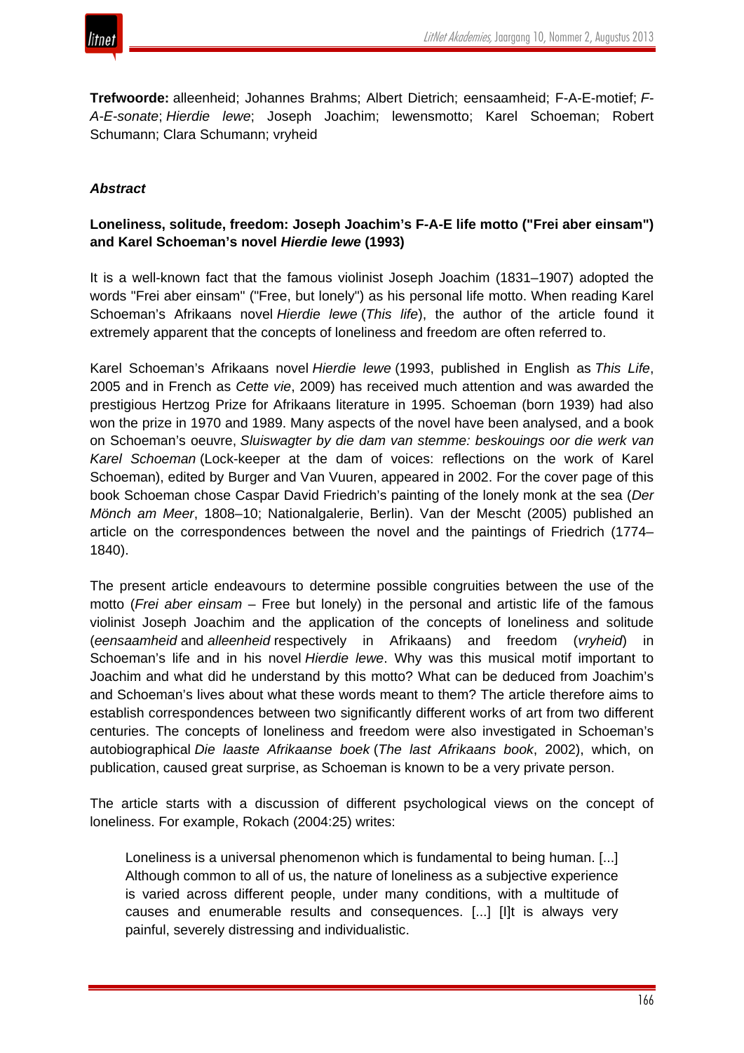**Trefwoorde:** alleenheid; Johannes Brahms; Albert Dietrich; eensaamheid; F-A-E-motief; *F-A-E-sonate*; *Hierdie lewe*; Joseph Joachim; lewensmotto; Karel Schoeman; Robert Schumann; Clara Schumann; vryheid

### *Abstract*

**Loneliness, solitude, freedom: Joseph Joachim's F-A-E life motto ("Frei aber einsam") and Karel Schoeman's novel *Hierdie lewe* (1993)**

It is a well-known fact that the famous violinist Joseph Joachim (1831–1907) adopted the words "Frei aber einsam" ("Free, but lonely") as his personal life motto. When reading Karel Schoeman's Afrikaans novel *Hierdie lewe* (*This life*), the author of the article found it extremely apparent that the concepts of loneliness and freedom are often referred to.

Karel Schoeman's Afrikaans novel *Hierdie lewe* (1993, published in English as *This Life*, 2005 and in French as *Cette vie*, 2009) has received much attention and was awarded the prestigious Hertzog Prize for Afrikaans literature in 1995. Schoeman (born 1939) had also won the prize in 1970 and 1989. Many aspects of the novel have been analysed, and a book on Schoeman's oeuvre, *Sluiswagter by die dam van stemme: beskouings oor die werk van Karel Schoeman* (Lock-keeper at the dam of voices: reflections on the work of Karel Schoeman), edited by Burger and Van Vuuren, appeared in 2002. For the cover page of this book Schoeman chose Caspar David Friedrich's painting of the lonely monk at the sea (*Der Mönch am Meer*, 1808–10; Nationalgalerie, Berlin). Van der Mescht (2005) published an article on the correspondences between the novel and the paintings of Friedrich (1774–1840).

The present article endeavours to determine possible congruities between the use of the motto (*Frei aber einsam* – Free but lonely) in the personal and artistic life of the famous violinist Joseph Joachim and the application of the concepts of loneliness and solitude (*eensaamheid* and *alleenheid* respectively in Afrikaans) and freedom (*vryheid*) in Schoeman's life and in his novel *Hierdie lewe*. Why was this musical motif important to Joachim and what did he understand by this motto? What can be deduced from Joachim's and Schoeman's lives about what these words meant to them? The article therefore aims to establish correspondences between two significantly different works of art from two different centuries. The concepts of loneliness and freedom were also investigated in Schoeman's autobiographical *Die laaste Afrikaanse boek* (*The last Afrikaans book*, 2002), which, on publication, caused great surprise, as Schoeman is known to be a very private person.

The article starts with a discussion of different psychological views on the concept of loneliness. For example, Rokach (2004:25) writes:

> Loneliness is a universal phenomenon which is fundamental to being human. [...] Although common to all of us, the nature of loneliness as a subjective experience is varied across different people, under many conditions, with a multitude of causes and enumerable results and consequences. [...] [I]t is always very painful, severely distressing and individualistic.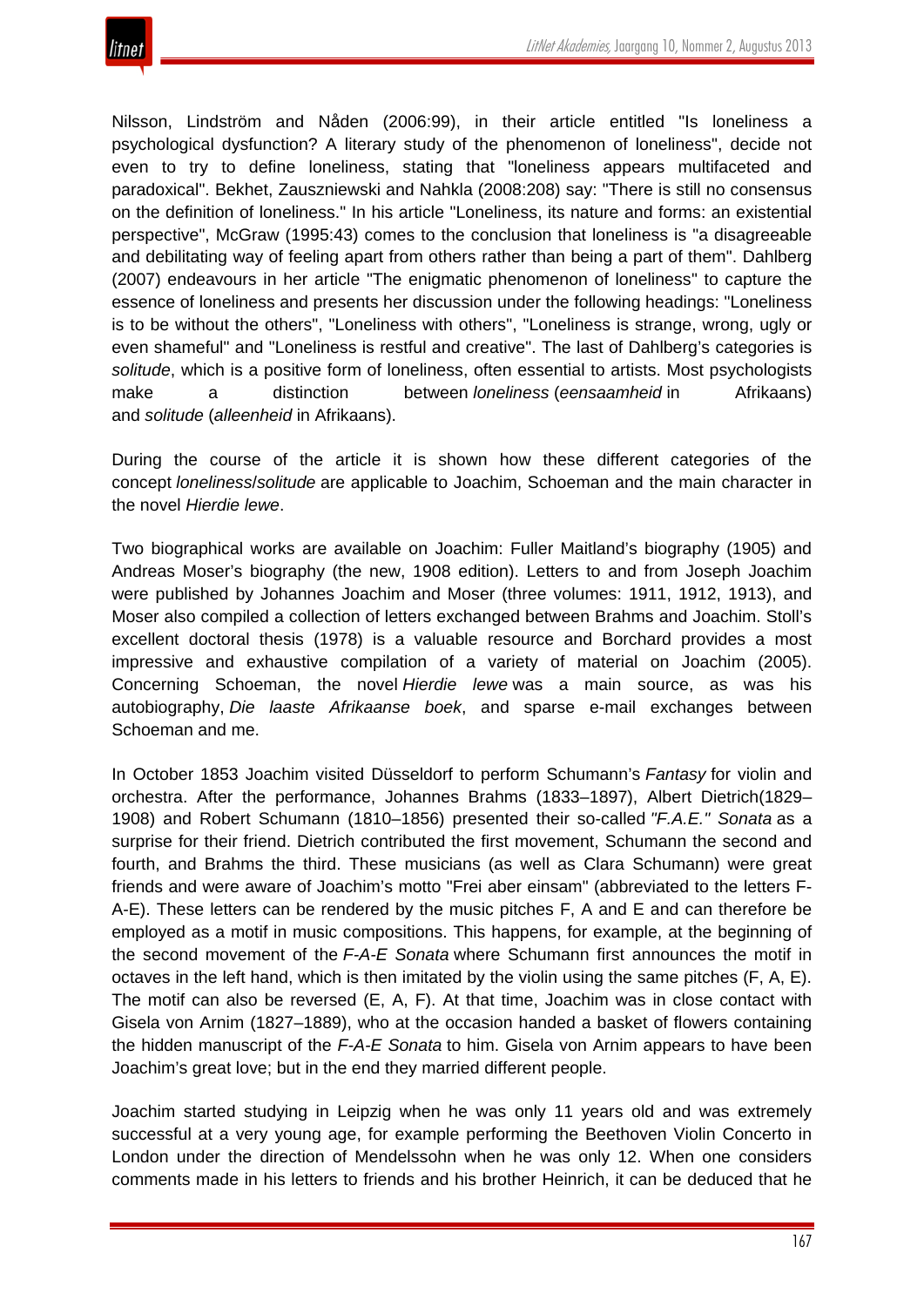Nilsson, Lindström and Nåden (2006:99), in their article entitled "Is loneliness a psychological dysfunction? A literary study of the phenomenon of loneliness", decide not even to try to define loneliness, stating that "loneliness appears multifaceted and paradoxical". Bekhet, Zauszniewski and Nahkla (2008:208) say: "There is still no consensus on the definition of loneliness." In his article "Loneliness, its nature and forms: an existential perspective", McGraw (1995:43) comes to the conclusion that loneliness is "a disagreeable and debilitating way of feeling apart from others rather than being a part of them". Dahlberg (2007) endeavours in her article "The enigmatic phenomenon of loneliness" to capture the essence of loneliness and presents her discussion under the following headings: "Loneliness is to be without the others", "Loneliness with others", "Loneliness is strange, wrong, ugly or even shameful" and "Loneliness is restful and creative". The last of Dahlberg's categories is *solitude*, which is a positive form of loneliness, often essential to artists. Most psychologists make a distinction between *loneliness* (*eensaamheid* in Afrikaans) and *solitude* (*alleenheid* in Afrikaans).

During the course of the article it is shown how these different categories of the concept *loneliness*/*solitude* are applicable to Joachim, Schoeman and the main character in the novel *Hierdie lewe*.

Two biographical works are available on Joachim: Fuller Maitland's biography (1905) and Andreas Moser's biography (the new, 1908 edition). Letters to and from Joseph Joachim were published by Johannes Joachim and Moser (three volumes: 1911, 1912, 1913), and Moser also compiled a collection of letters exchanged between Brahms and Joachim. Stoll's excellent doctoral thesis (1978) is a valuable resource and Borchard provides a most impressive and exhaustive compilation of a variety of material on Joachim (2005). Concerning Schoeman, the novel *Hierdie lewe* was a main source, as was his autobiography, *Die laaste Afrikaanse boek*, and sparse e-mail exchanges between Schoeman and me.

In October 1853 Joachim visited Düsseldorf to perform Schumann's *Fantasy* for violin and orchestra. After the performance, Johannes Brahms (1833–1897), Albert Dietrich(1829–1908) and Robert Schumann (1810–1856) presented their so-called *"F.A.E." Sonata* as a surprise for their friend. Dietrich contributed the first movement, Schumann the second and fourth, and Brahms the third. These musicians (as well as Clara Schumann) were great friends and were aware of Joachim's motto "Frei aber einsam" (abbreviated to the letters F-A-E). These letters can be rendered by the music pitches F, A and E and can therefore be employed as a motif in music compositions. This happens, for example, at the beginning of the second movement of the *F-A-E Sonata* where Schumann first announces the motif in octaves in the left hand, which is then imitated by the violin using the same pitches (F, A, E). The motif can also be reversed (E, A, F). At that time, Joachim was in close contact with Gisela von Arnim (1827–1889), who at the occasion handed a basket of flowers containing the hidden manuscript of the *F-A-E Sonata* to him. Gisela von Arnim appears to have been Joachim's great love; but in the end they married different people.

Joachim started studying in Leipzig when he was only 11 years old and was extremely successful at a very young age, for example performing the Beethoven Violin Concerto in London under the direction of Mendelssohn when he was only 12. When one considers comments made in his letters to friends and his brother Heinrich, it can be deduced that he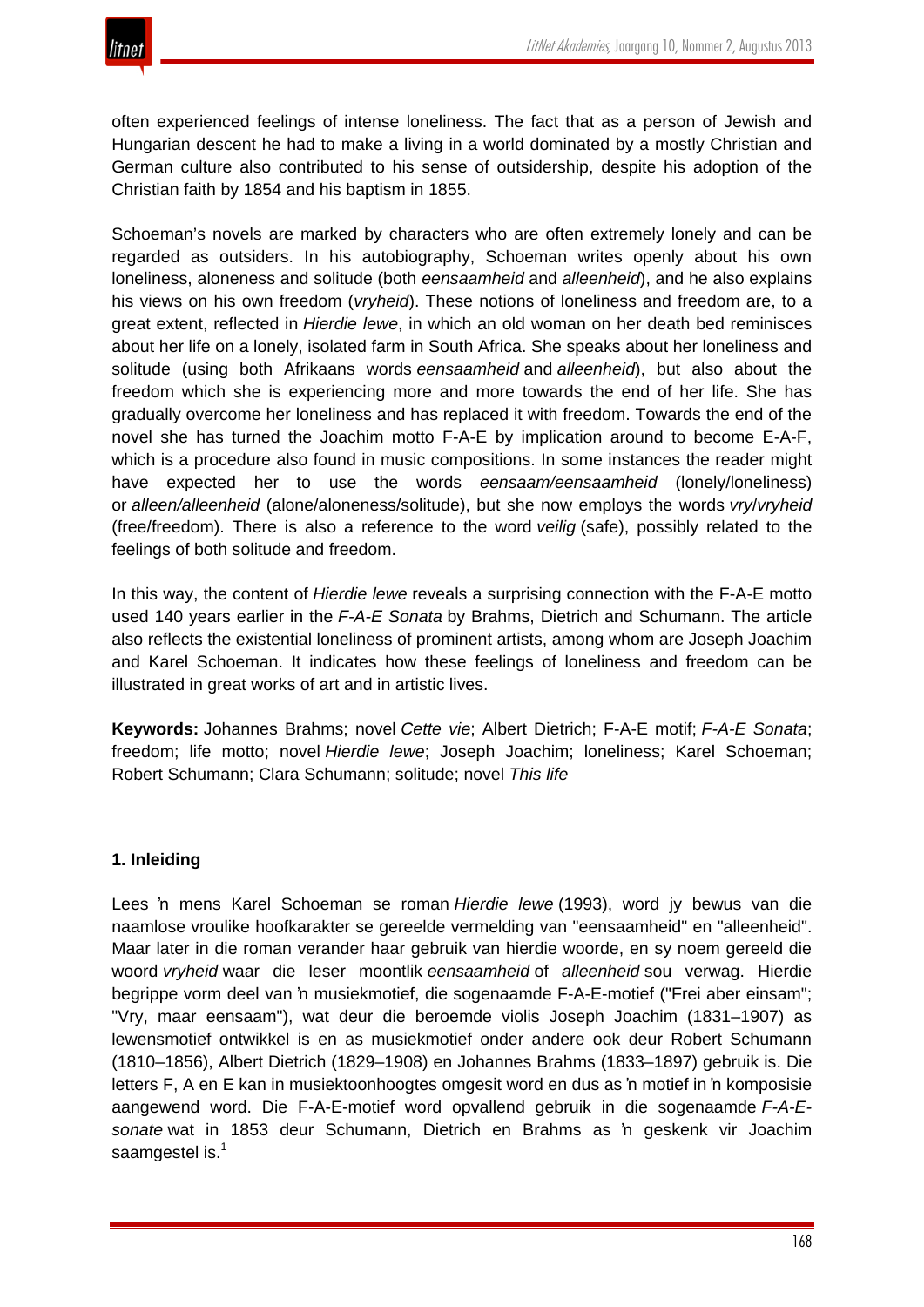often experienced feelings of intense loneliness. The fact that as a person of Jewish and Hungarian descent he had to make a living in a world dominated by a mostly Christian and German culture also contributed to his sense of outsidership, despite his adoption of the Christian faith by 1854 and his baptism in 1855.

Schoeman's novels are marked by characters who are often extremely lonely and can be regarded as outsiders. In his autobiography, Schoeman writes openly about his own loneliness, aloneness and solitude (both *eensaamheid* and *alleenheid*), and he also explains his views on his own freedom (*vryheid*). These notions of loneliness and freedom are, to a great extent, reflected in *Hierdie lewe*, in which an old woman on her death bed reminisces about her life on a lonely, isolated farm in South Africa. She speaks about her loneliness and solitude (using both Afrikaans words *eensaamheid* and *alleenheid*), but also about the freedom which she is experiencing more and more towards the end of her life. She has gradually overcome her loneliness and has replaced it with freedom. Towards the end of the novel she has turned the Joachim motto F-A-E by implication around to become E-A-F, which is a procedure also found in music compositions. In some instances the reader might have expected her to use the words *eensaam/eensaamheid* (lonely/loneliness) or *alleen/alleenheid* (alone/aloneness/solitude), but she now employs the words *vry*/*vryheid* (free/freedom). There is also a reference to the word *veilig* (safe), possibly related to the feelings of both solitude and freedom.

In this way, the content of *Hierdie lewe* reveals a surprising connection with the F-A-E motto used 140 years earlier in the *F-A-E Sonata* by Brahms, Dietrich and Schumann. The article also reflects the existential loneliness of prominent artists, among whom are Joseph Joachim and Karel Schoeman. It indicates how these feelings of loneliness and freedom can be illustrated in great works of art and in artistic lives.

**Keywords:** Johannes Brahms; novel *Cette vie*; Albert Dietrich; F-A-E motif; *F-A-E Sonata*; freedom; life motto; novel *Hierdie lewe*; Joseph Joachim; loneliness; Karel Schoeman; Robert Schumann; Clara Schumann; solitude; novel *This life*

## 1. Inleiding

Lees 'n mens Karel Schoeman se roman *Hierdie lewe* (1993), word jy bewus van die naamlose vroulike hoofkarakter se gereelde vermelding van "eensaamheid" en "alleenheid". Maar later in die roman verander haar gebruik van hierdie woorde, en sy noem gereeld die woord *vryheid* waar die leser moontlik *eensaamheid* of *alleenheid* sou verwag. Hierdie begrippe vorm deel van 'n musiekmotief, die sogenaamde F-A-E-motief ("Frei aber einsam"; "Vry, maar eensaam"), wat deur die beroemde violis Joseph Joachim (1831–1907) as lewensmotief ontwikkel is en as musiekmotief onder andere ook deur Robert Schumann (1810–1856), Albert Dietrich (1829–1908) en Johannes Brahms (1833–1897) gebruik is. Die letters F, A en E kan in musiektoonhoogtes omgesit word en dus as 'n motief in 'n komposisie aangewend word. Die F-A-E-motief word opvallend gebruik in die sogenaamde *F-A-E-sonate* wat in 1853 deur Schumann, Dietrich en Brahms as 'n geskenk vir Joachim saamgestel is.[1]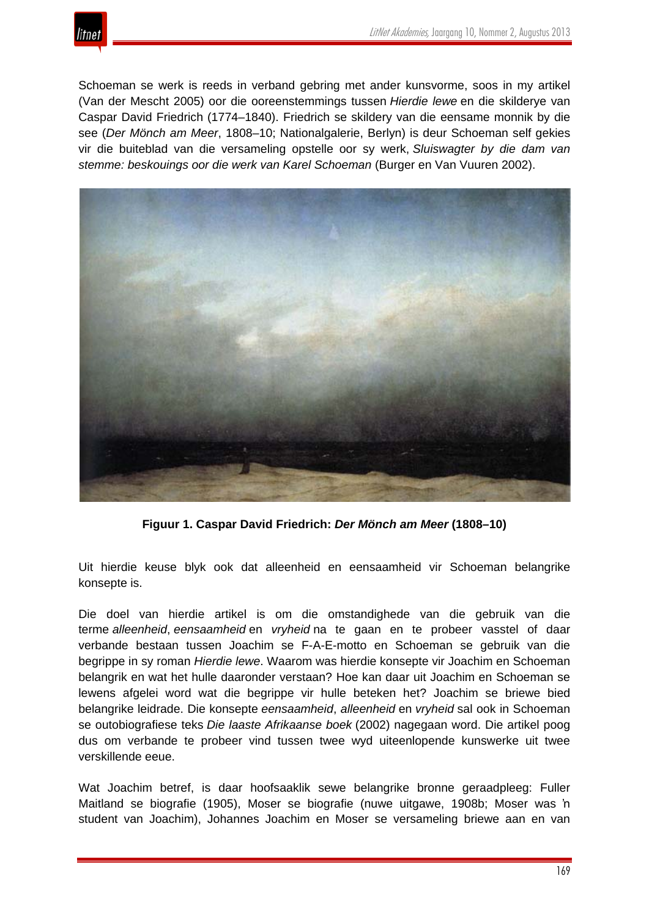Schoeman se werk is reeds in verband gebring met ander kunsvorme, soos in my artikel (Van der Mescht 2005) oor die ooreenstemmings tussen *Hierdie lewe* en die skilderye van Caspar David Friedrich (1774–1840). Friedrich se skildery van die eensame monnik by die see (*Der Mönch am Meer*, 1808–10; Nationalgalerie, Berlyn) is deur Schoeman self gekies vir die buiteblad van die versameling opstelle oor sy werk, *Sluiswagter by die dam van stemme: beskouings oor die werk van Karel Schoeman* (Burger en Van Vuuren 2002).

**Figuur 1. Caspar David Friedrich: *Der Mönch am Meer* (1808–10)**

Uit hierdie keuse blyk ook dat alleenheid en eensaamheid vir Schoeman belangrike konsepte is.

Die doel van hierdie artikel is om die omstandighede van die gebruik van die terme *alleenheid*, *eensaamheid* en *vryheid* na te gaan en te probeer vasstel of daar verbande bestaan tussen Joachim se F-A-E-motto en Schoeman se gebruik van die begrippe in sy roman *Hierdie lewe*. Waarom was hierdie konsepte vir Joachim en Schoeman belangrik en wat het hulle daaronder verstaan? Hoe kan daar uit Joachim en Schoeman se lewens afgelei word wat die begrippe vir hulle beteken het? Joachim se briewe bied belangrike leidrade. Die konsepte *eensaamheid*, *alleenheid* en *vryheid* sal ook in Schoeman se outobiografiese teks *Die laaste Afrikaanse boek* (2002) nagegaan word. Die artikel poog dus om verbande te probeer vind tussen twee wyd uiteenlopende kunswerke uit twee verskillende eeue.

Wat Joachim betref, is daar hoofsaaklik sewe belangrike bronne geraadpleeg: Fuller Maitland se biografie (1905), Moser se biografie (nuwe uitgawe, 1908b; Moser was ŉ student van Joachim), Johannes Joachim en Moser se versameling briewe aan en van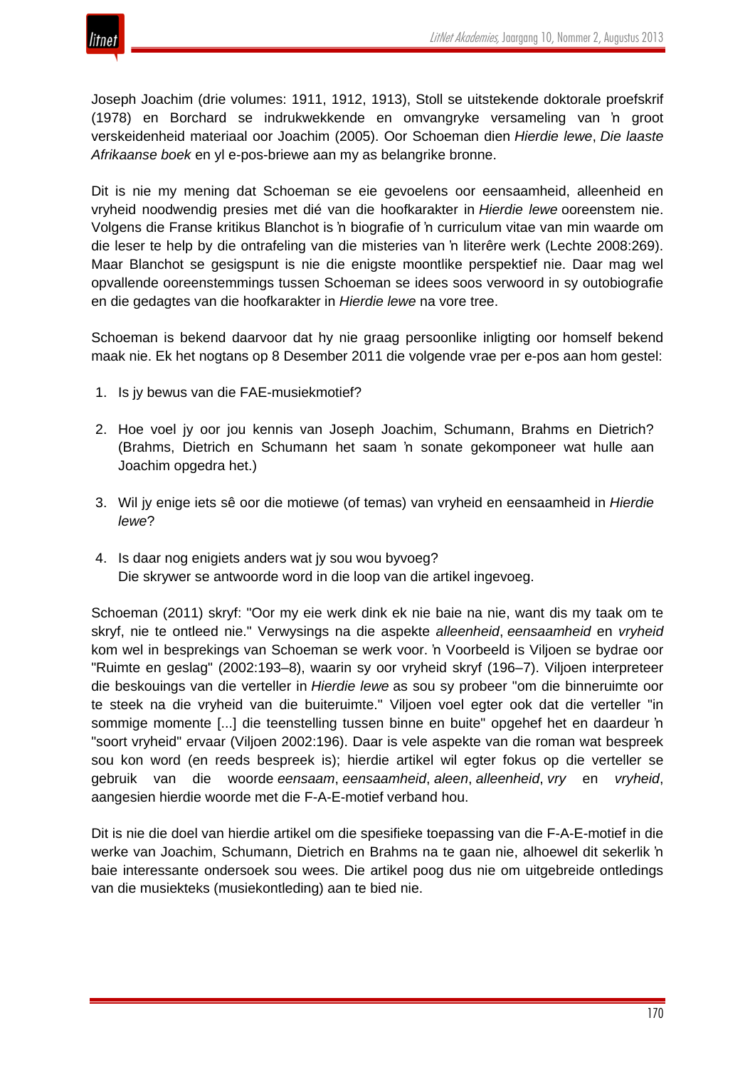Joseph Joachim (drie volumes: 1911, 1912, 1913), Stoll se uitstekende doktorale proefskrif (1978) en Borchard se indrukwekkende en omvangryke versameling van ŉ groot verskeidenheid materiaal oor Joachim (2005). Oor Schoeman dien *Hierdie lewe*, *Die laaste Afrikaanse boek* en yl e-pos-briewe aan my as belangrike bronne.

Dit is nie my mening dat Schoeman se eie gevoelens oor eensaamheid, alleenheid en vryheid noodwendig presies met dié van die hoofkarakter in *Hierdie lewe* ooreenstem nie. Volgens die Franse kritikus Blanchot is ŉ biografie of ŉ curriculum vitae van min waarde om die leser te help by die ontrafeling van die misteries van ŉ literêre werk (Lechte 2008:269). Maar Blanchot se gesigspunt is nie die enigste moontlike perspektief nie. Daar mag wel opvallende ooreenstemmings tussen Schoeman se idees soos verwoord in sy outobiografie en die gedagtes van die hoofkarakter in *Hierdie lewe* na vore tree.

Schoeman is bekend daarvoor dat hy nie graag persoonlike inligting oor homself bekend maak nie. Ek het nogtans op 8 Desember 2011 die volgende vrae per e-pos aan hom gestel:

1. Is jy bewus van die FAE-musiekmotief?
2. Hoe voel jy oor jou kennis van Joseph Joachim, Schumann, Brahms en Dietrich? (Brahms, Dietrich en Schumann het saam ŉ sonate gekomponeer wat hulle aan Joachim opgedra het.)
3. Wil jy enige iets sê oor die motiewe (of temas) van vryheid en eensaamheid in *Hierdie lewe*?
4. Is daar nog enigiets anders wat jy sou wou byvoeg?
   Die skrywer se antwoorde word in die loop van die artikel ingevoeg.

Schoeman (2011) skryf: "Oor my eie werk dink ek nie baie na nie, want dis my taak om te skryf, nie te ontleed nie." Verwysings na die aspekte *alleenheid*, *eensaamheid* en *vryheid* kom wel in besprekings van Schoeman se werk voor. ŉ Voorbeeld is Viljoen se bydrae oor "Ruimte en geslag" (2002:193–8), waarin sy oor vryheid skryf (196–7). Viljoen interpreteer die beskouings van die verteller in *Hierdie lewe* as sou sy probeer "om die binneruimte oor te steek na die vryheid van die buiteruimte." Viljoen voel egter ook dat die verteller "in sommige momente [...] die teenstelling tussen binne en buite" opgehef het en daardeur ŉ "soort vryheid" ervaar (Viljoen 2002:196). Daar is vele aspekte van die roman wat bespreek sou kon word (en reeds bespreek is); hierdie artikel wil egter fokus op die verteller se gebruik van die woorde *eensaam*, *eensaamheid*, *aleen*, *alleenheid*, *vry* en *vryheid*, aangesien hierdie woorde met die F-A-E-motief verband hou.

Dit is nie die doel van hierdie artikel om die spesifieke toepassing van die F-A-E-motief in die werke van Joachim, Schumann, Dietrich en Brahms na te gaan nie, alhoewel dit sekerlik ŉ baie interessante ondersoek sou wees. Die artikel poog dus nie om uitgebreide ontledings van die musiekteks (musiekontleding) aan te bied nie.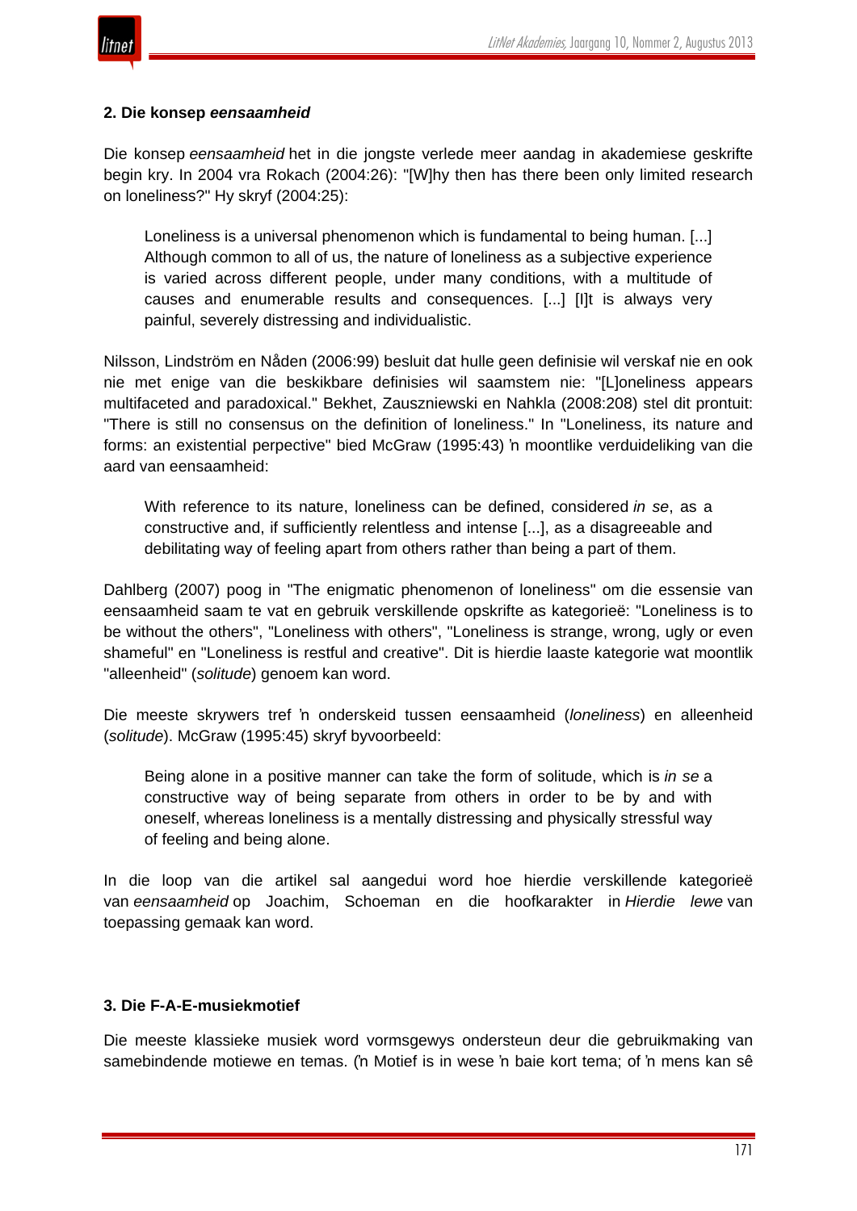## 2. Die konsep *eensaamheid*

Die konsep *eensaamheid* het in die jongste verlede meer aandag in akademiese geskrifte begin kry. In 2004 vra Rokach (2004:26): "[W]hy then has there been only limited research on loneliness?" Hy skryf (2004:25):

> Loneliness is a universal phenomenon which is fundamental to being human. [...] Although common to all of us, the nature of loneliness as a subjective experience is varied across different people, under many conditions, with a multitude of causes and enumerable results and consequences. [...] [I]t is always very painful, severely distressing and individualistic.

Nilsson, Lindström en Nåden (2006:99) besluit dat hulle geen definisie wil verskaf nie en ook nie met enige van die beskikbare definisies wil saamstem nie: "[L]oneliness appears multifaceted and paradoxical." Bekhet, Zauszniewski en Nahkla (2008:208) stel dit prontuit: "There is still no consensus on the definition of loneliness." In "Loneliness, its nature and forms: an existential perpective" bied McGraw (1995:43) 'n moontlike verduideliking van die aard van eensaamheid:

> With reference to its nature, loneliness can be defined, considered *in se*, as a constructive and, if sufficiently relentless and intense [...], as a disagreeable and debilitating way of feeling apart from others rather than being a part of them.

Dahlberg (2007) poog in "The enigmatic phenomenon of loneliness" om die essensie van eensaamheid saam te vat en gebruik verskillende opskrifte as kategorieë: "Loneliness is to be without the others", "Loneliness with others", "Loneliness is strange, wrong, ugly or even shameful" en "Loneliness is restful and creative". Dit is hierdie laaste kategorie wat moontlik "alleenheid" (*solitude*) genoem kan word.

Die meeste skrywers tref 'n onderskeid tussen eensaamheid (*loneliness*) en alleenheid (*solitude*). McGraw (1995:45) skryf byvoorbeeld:

> Being alone in a positive manner can take the form of solitude, which is *in se* a constructive way of being separate from others in order to be by and with oneself, whereas loneliness is a mentally distressing and physically stressful way of feeling and being alone.

In die loop van die artikel sal aangedui word hoe hierdie verskillende kategorieë van *eensaamheid* op Joachim, Schoeman en die hoofkarakter in *Hierdie lewe* van toepassing gemaak kan word.

## 3. Die F-A-E-musiekmotief

Die meeste klassieke musiek word vormsgewys ondersteun deur die gebruikmaking van samebindende motiewe en temas. ('n Motief is in wese 'n baie kort tema; of 'n mens kan sê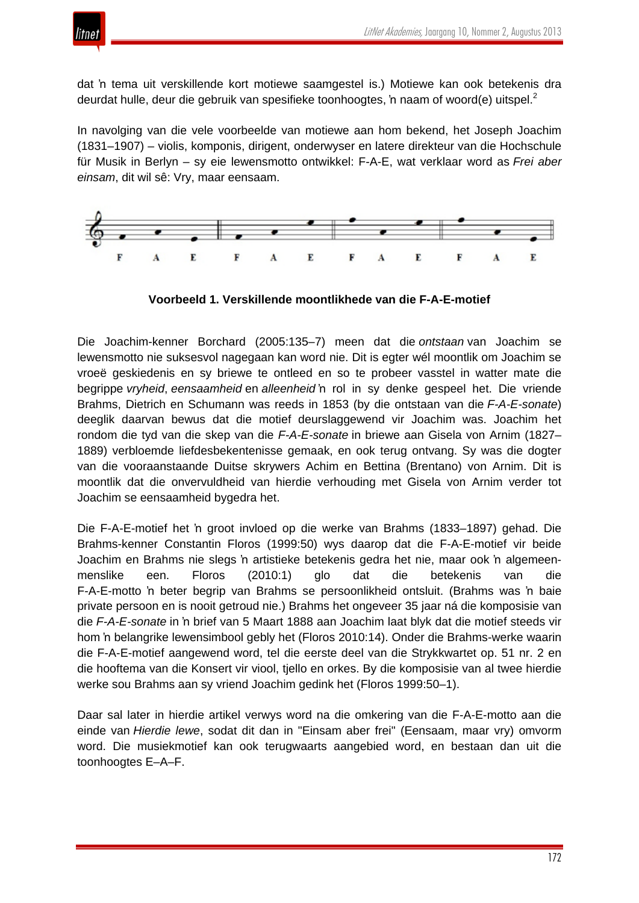dat ŉ tema uit verskillende kort motiewe saamgestel is.) Motiewe kan ook betekenis dra deurdat hulle, deur die gebruik van spesifieke toonhoogtes, ŉ naam of woord(e) uitspel.[2]

In navolging van die vele voorbeelde van motiewe aan hom bekend, het Joseph Joachim (1831–1907) – violis, komponis, dirigent, onderwyser en latere direkteur van die Hochschule für Musik in Berlyn – sy eie lewensmotto ontwikkel: F-A-E, wat verklaar word as *Frei aber einsam*, dit wil sê: Vry, maar eensaam.

F A E F A E F A E F A E

**Voorbeeld 1. Verskillende moontlikhede van die F-A-E-motief**

Die Joachim-kenner Borchard (2005:135–7) meen dat die *ontstaan* van Joachim se lewensmotto nie suksesvol nagegaan kan word nie. Dit is egter wél moontlik om Joachim se vroeë geskiedenis en sy briewe te ontleed en so te probeer vasstel in watter mate die begrippe *vryheid*, *eensaamheid* en *alleenheid* ŉ rol in sy denke gespeel het. Die vriende Brahms, Dietrich en Schumann was reeds in 1853 (by die ontstaan van die *F-A-E-sonate*) deeglik daarvan bewus dat die motief deurslaggewend vir Joachim was. Joachim het rondom die tyd van die skep van die *F-A-E-sonate* in briewe aan Gisela von Arnim (1827–1889) verbloemde liefdesbekentenisse gemaak, en ook terug ontvang. Sy was die dogter van die vooraanstaande Duitse skrywers Achim en Bettina (Brentano) von Arnim. Dit is moontlik dat die onvervuldheid van hierdie verhouding met Gisela von Arnim verder tot Joachim se eensaamheid bygedra het.

Die F-A-E-motief het ŉ groot invloed op die werke van Brahms (1833–1897) gehad. Die Brahms-kenner Constantin Floros (1999:50) wys daarop dat die F-A-E-motief vir beide Joachim en Brahms nie slegs ŉ artistieke betekenis gedra het nie, maar ook ŉ algemeen-menslike een. Floros (2010:1) glo dat die betekenis van die F-A-E-motto ŉ beter begrip van Brahms se persoonlikheid ontsluit. (Brahms was ŉ baie private persoon en is nooit getroud nie.) Brahms het ongeveer 35 jaar ná die komposisie van die *F-A-E-sonate* in ŉ brief van 5 Maart 1888 aan Joachim laat blyk dat die motief steeds vir hom ŉ belangrike lewensimbool gebly het (Floros 2010:14). Onder die Brahms-werke waarin die F-A-E-motief aangewend word, tel die eerste deel van die Strykkwartet op. 51 nr. 2 en die hooftema van die Konsert vir viool, tjello en orkes. By die komposisie van al twee hierdie werke sou Brahms aan sy vriend Joachim gedink het (Floros 1999:50–1).

Daar sal later in hierdie artikel verwys word na die omkering van die F-A-E-motto aan die einde van *Hierdie lewe*, sodat dit dan in "Einsam aber frei" (Eensaam, maar vry) omvorm word. Die musiekmotief kan ook terugwaarts aangebied word, en bestaan dan uit die toonhoogtes E–A–F.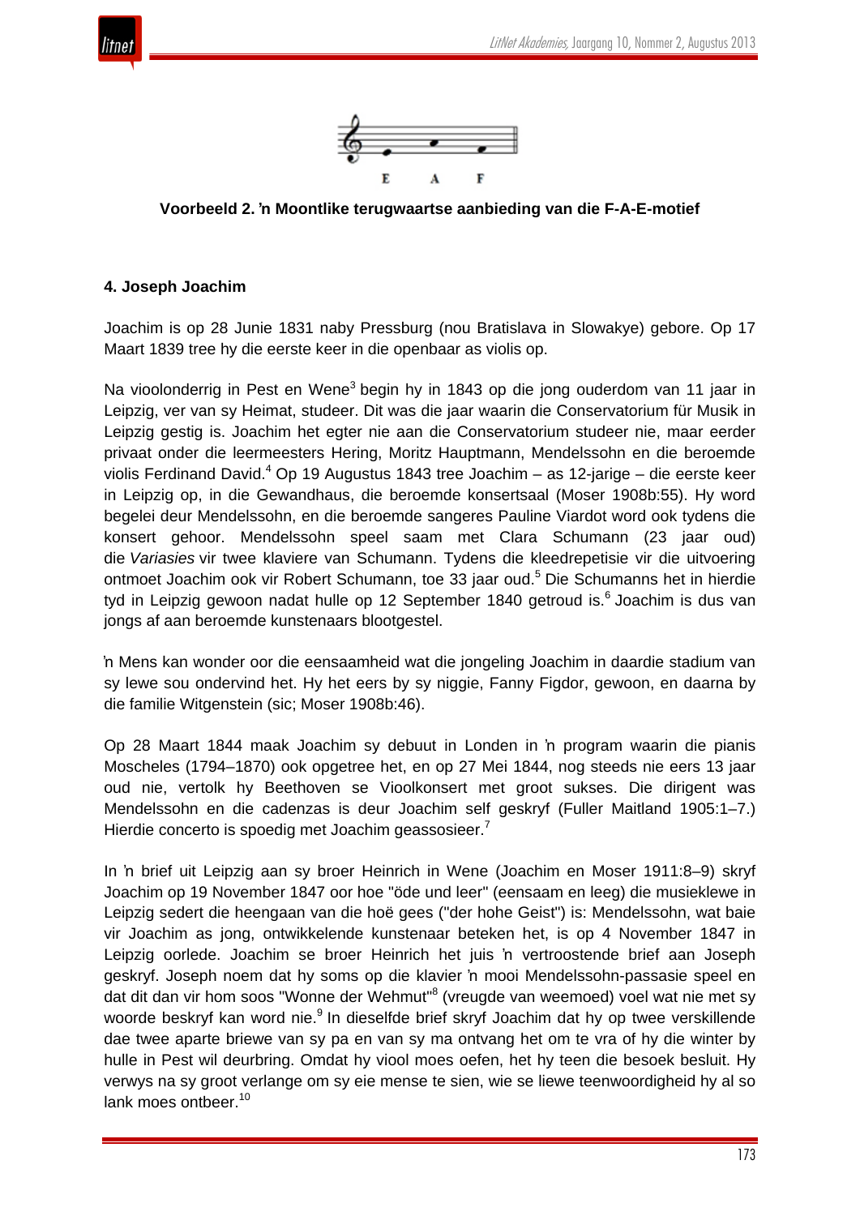E A F

**Voorbeeld 2. 'n Moontlike terugwaartse aanbieding van die F-A-E-motief**

### 4. Joseph Joachim

Joachim is op 28 Junie 1831 naby Pressburg (nou Bratislava in Slowakye) gebore. Op 17 Maart 1839 tree hy die eerste keer in die openbaar as violis op.

Na vioolonderrig in Pest en Wene[3] begin hy in 1843 op die jong ouderdom van 11 jaar in Leipzig, ver van sy Heimat, studeer. Dit was die jaar waarin die Conservatorium für Musik in Leipzig gestig is. Joachim het egter nie aan die Conservatorium studeer nie, maar eerder privaat onder die leermeesters Hering, Moritz Hauptmann, Mendelssohn en die beroemde violis Ferdinand David.[4] Op 19 Augustus 1843 tree Joachim – as 12-jarige – die eerste keer in Leipzig op, in die Gewandhaus, die beroemde konsertsaal (Moser 1908b:55). Hy word begelei deur Mendelssohn, en die beroemde sangeres Pauline Viardot word ook tydens die konsert gehoor. Mendelssohn speel saam met Clara Schumann (23 jaar oud) die *Variasies* vir twee klaviere van Schumann. Tydens die kleedrepetisie vir die uitvoering ontmoet Joachim ook vir Robert Schumann, toe 33 jaar oud.[5] Die Schumanns het in hierdie tyd in Leipzig gewoon nadat hulle op 12 September 1840 getroud is.[6] Joachim is dus van jongs af aan beroemde kunstenaars blootgestel.

'n Mens kan wonder oor die eensaamheid wat die jongeling Joachim in daardie stadium van sy lewe sou ondervind het. Hy het eers by sy niggie, Fanny Figdor, gewoon, en daarna by die familie Witgenstein (sic; Moser 1908b:46).

Op 28 Maart 1844 maak Joachim sy debuut in Londen in 'n program waarin die pianis Moscheles (1794–1870) ook opgetree het, en op 27 Mei 1844, nog steeds nie eers 13 jaar oud nie, vertolk hy Beethoven se Vioolkonsert met groot sukses. Die dirigent was Mendelssohn en die cadenzas is deur Joachim self geskryf (Fuller Maitland 1905:1–7.) Hierdie concerto is spoedig met Joachim geassosieer.[7]

In 'n brief uit Leipzig aan sy broer Heinrich in Wene (Joachim en Moser 1911:8–9) skryf Joachim op 19 November 1847 oor hoe "öde und leer" (eensaam en leeg) die musieklewe in Leipzig sedert die heengaan van die hoë gees ("der hohe Geist") is: Mendelssohn, wat baie vir Joachim as jong, ontwikkelende kunstenaar beteken het, is op 4 November 1847 in Leipzig oorlede. Joachim se broer Heinrich het juis 'n vertroostende brief aan Joseph geskryf. Joseph noem dat hy soms op die klavier 'n mooi Mendelssohn-passasie speel en dat dit dan vir hom soos "Wonne der Wehmut"[8] (vreugde van weemoed) voel wat nie met sy woorde beskryf kan word nie.[9] In dieselfde brief skryf Joachim dat hy op twee verskillende dae twee aparte briewe van sy pa en van sy ma ontvang het om te vra of hy die winter by hulle in Pest wil deurbring. Omdat hy viool moes oefen, het hy teen die besoek besluit. Hy verwys na sy groot verlange om sy eie mense te sien, wie se liewe teenwoordigheid hy al so lank moes ontbeer.[10]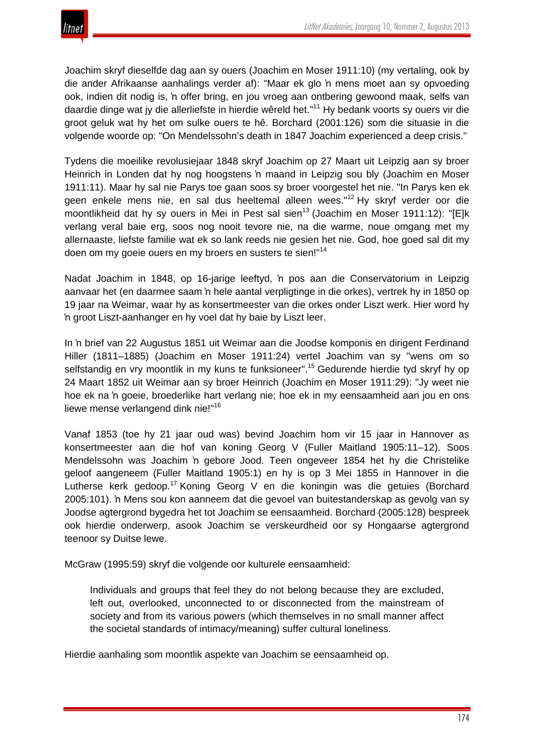Joachim skryf dieselfde dag aan sy ouers (Joachim en Moser 1911:10) (my vertaling, ook by die ander Afrikaanse aanhalings verder af): "Maar ek glo ŉ mens moet aan sy opvoeding ook, indien dit nodig is, ŉ offer bring, en jou vroeg aan ontbering gewoond maak, selfs van daardie dinge wat jy die allerliefste in hierdie wêreld het."[11] Hy bedank voorts sy ouers vir die groot geluk wat hy het om sulke ouers te hê. Borchard (2001:126) som die situasie in die volgende woorde op: "On Mendelssohn's death in 1847 Joachim experienced a deep crisis."

Tydens die moeilike revolusiejaar 1848 skryf Joachim op 27 Maart uit Leipzig aan sy broer Heinrich in Londen dat hy nog hoogstens ŉ maand in Leipzig sou bly (Joachim en Moser 1911:11). Maar hy sal nie Parys toe gaan soos sy broer voorgestel het nie. "In Parys ken ek geen enkele mens nie, en sal dus heeltemal alleen wees."[12] Hy skryf verder oor die moontlikheid dat hy sy ouers in Mei in Pest sal sien[13] (Joachim en Moser 1911:12): "[E]k verlang veral baie erg, soos nog nooit tevore nie, na die warme, noue omgang met my allernaaste, liefste familie wat ek so lank reeds nie gesien het nie. God, hoe goed sal dit my doen om my goeie ouers en my broers en susters te sien!"[14]

Nadat Joachim in 1848, op 16-jarige leeftyd, ŉ pos aan die Conservatorium in Leipzig aanvaar het (en daarmee saam ŉ hele aantal verpligtinge in die orkes), vertrek hy in 1850 op 19 jaar na Weimar, waar hy as konsertmeester van die orkes onder Liszt werk. Hier word hy ŉ groot Liszt-aanhanger en hy voel dat hy baie by Liszt leer.

In ŉ brief van 22 Augustus 1851 uit Weimar aan die Joodse komponis en dirigent Ferdinand Hiller (1811–1885) (Joachim en Moser 1911:24) vertel Joachim van sy "wens om so selfstandig en vry moontlik in my kuns te funksioneer".[15] Gedurende hierdie tyd skryf hy op 24 Maart 1852 uit Weimar aan sy broer Heinrich (Joachim en Moser 1911:29): "Jy weet nie hoe ek na ŉ goeie, broederlike hart verlang nie; hoe ek in my eensaamheid aan jou en ons liewe mense verlangend dink nie!"[16]

Vanaf 1853 (toe hy 21 jaar oud was) bevind Joachim hom vir 15 jaar in Hannover as konsertmeester aan die hof van koning Georg V (Fuller Maitland 1905:11–12). Soos Mendelssohn was Joachim ŉ gebore Jood. Teen ongeveer 1854 het hy die Christelike geloof aangeneem (Fuller Maitland 1905:1) en hy is op 3 Mei 1855 in Hannover in die Lutherse kerk gedoop.[17] Koning Georg V en die koningin was die getuies (Borchard 2005:101). ŉ Mens sou kon aanneem dat die gevoel van buitestanderskap as gevolg van sy Joodse agtergrond bygedra het tot Joachim se eensaamheid. Borchard (2005:128) bespreek ook hierdie onderwerp, asook Joachim se verskeurdheid oor sy Hongaarse agtergrond teenoor sy Duitse lewe.

McGraw (1995:59) skryf die volgende oor kulturele eensaamheid:

> Individuals and groups that feel they do not belong because they are excluded, left out, overlooked, unconnected to or disconnected from the mainstream of society and from its various powers (which themselves in no small manner affect the societal standards of intimacy/meaning) suffer cultural loneliness.

Hierdie aanhaling som moontlik aspekte van Joachim se eensaamheid op.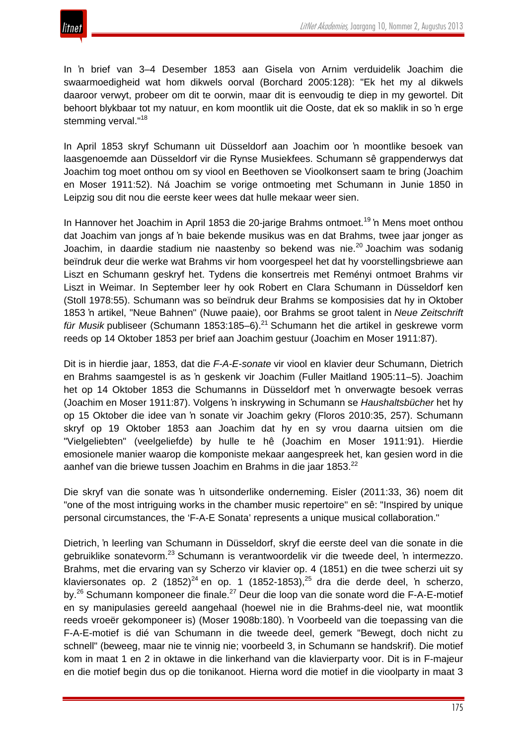In 'n brief van 3–4 Desember 1853 aan Gisela von Arnim verduidelik Joachim die swaarmoedigheid wat hom dikwels oorval (Borchard 2005:128): "Ek het my al dikwels daaroor verwyt, probeer om dit te oorwin, maar dit is eenvoudig te diep in my gewortel. Dit behoort blykbaar tot my natuur, en kom moontlik uit die Ooste, dat ek so maklik in so 'n erge stemming verval."[18]

In April 1853 skryf Schumann uit Düsseldorf aan Joachim oor 'n moontlike besoek van laasgenoemde aan Düsseldorf vir die Rynse Musiekfees. Schumann sê grappenderwys dat Joachim tog moet onthou om sy viool en Beethoven se Vioolkonsert saam te bring (Joachim en Moser 1911:52). Ná Joachim se vorige ontmoeting met Schumann in Junie 1850 in Leipzig sou dit nou die eerste keer wees dat hulle mekaar weer sien.

In Hannover het Joachim in April 1853 die 20-jarige Brahms ontmoet.[19] 'n Mens moet onthou dat Joachim van jongs af 'n baie bekende musikus was en dat Brahms, twee jaar jonger as Joachim, in daardie stadium nie naastenby so bekend was nie.[20] Joachim was sodanig beïndruk deur die werke wat Brahms vir hom voorgespeel het dat hy voorstellingsbriewe aan Liszt en Schumann geskryf het. Tydens die konsertreis met Reményi ontmoet Brahms vir Liszt in Weimar. In September leer hy ook Robert en Clara Schumann in Düsseldorf ken (Stoll 1978:55). Schumann was so beïndruk deur Brahms se komposisies dat hy in Oktober 1853 'n artikel, "Neue Bahnen" (Nuwe paaie), oor Brahms se groot talent in *Neue Zeitschrift für Musik* publiseer (Schumann 1853:185–6).[21] Schumann het die artikel in geskrewe vorm reeds op 14 Oktober 1853 per brief aan Joachim gestuur (Joachim en Moser 1911:87).

Dit is in hierdie jaar, 1853, dat die *F-A-E-sonate* vir viool en klavier deur Schumann, Dietrich en Brahms saamgestel is as 'n geskenk vir Joachim (Fuller Maitland 1905:11–5). Joachim het op 14 Oktober 1853 die Schumanns in Düsseldorf met 'n onverwagte besoek verras (Joachim en Moser 1911:87). Volgens 'n inskrywing in Schumann se *Haushaltsbücher* het hy op 15 Oktober die idee van 'n sonate vir Joachim gekry (Floros 2010:35, 257). Schumann skryf op 19 Oktober 1853 aan Joachim dat hy en sy vrou daarna uitsien om die "Vielgeliebten" (veelgeliefde) by hulle te hê (Joachim en Moser 1911:91). Hierdie emosionele manier waarop die komponiste mekaar aangespreek het, kan gesien word in die aanhef van die briewe tussen Joachim en Brahms in die jaar 1853.[22]

Die skryf van die sonate was 'n uitsonderlike onderneming. Eisler (2011:33, 36) noem dit "one of the most intriguing works in the chamber music repertoire" en sê: "Inspired by unique personal circumstances, the 'F-A-E Sonata' represents a unique musical collaboration."

Dietrich, 'n leerling van Schumann in Düsseldorf, skryf die eerste deel van die sonate in die gebruiklike sonatevorm.[23] Schumann is verantwoordelik vir die tweede deel, 'n intermezzo. Brahms, met die ervaring van sy Scherzo vir klavier op. 4 (1851) en die twee scherzi uit sy klaviersonates op. 2 (1852)[24] en op. 1 (1852-1853),[25] dra die derde deel, 'n scherzo, by.[26] Schumann komponeer die finale.[27] Deur die loop van die sonate word die F-A-E-motief en sy manipulasies gereeld aangehaal (hoewel nie in die Brahms-deel nie, wat moontlik reeds vroeër gekomponeer is) (Moser 1908b:180). 'n Voorbeeld van die toepassing van die F-A-E-motief is dié van Schumann in die tweede deel, gemerk "Bewegt, doch nicht zu schnell" (beweeg, maar nie te vinnig nie; voorbeeld 3, in Schumann se handskrif). Die motief kom in maat 1 en 2 in oktawe in die linkerhand van die klavierparty voor. Dit is in F-majeur en die motief begin dus op die tonikanoot. Hierna word die motief in die vioolparty in maat 3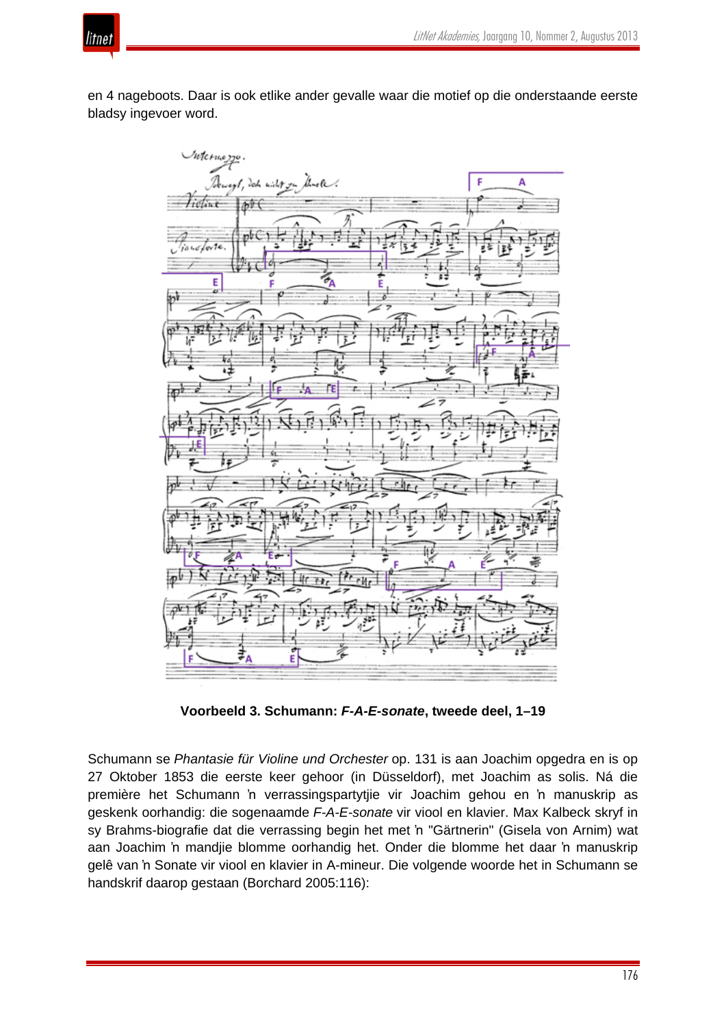en 4 nageboots. Daar is ook etlike ander gevalle waar die motief op die onderstaande eerste bladsy ingevoer word.

**Voorbeeld 3. Schumann: *F-A-E-sonate*, tweede deel, 1–19**

Schumann se *Phantasie für Violine und Orchester* op. 131 is aan Joachim opgedra en is op 27 Oktober 1853 die eerste keer gehoor (in Düsseldorf), met Joachim as solis. Ná die première het Schumann ŉ verrassingspartytjie vir Joachim gehou en ŉ manuskrip as geskenk oorhandig: die sogenaamde *F-A-E-sonate* vir viool en klavier. Max Kalbeck skryf in sy Brahms-biografie dat die verrassing begin het met ŉ "Gärtnerin" (Gisela von Arnim) wat aan Joachim ŉ mandjie blomme oorhandig het. Onder die blomme het daar ŉ manuskrip gelê van ŉ Sonate vir viool en klavier in A-mineur. Die volgende woorde het in Schumann se handskrif daarop gestaan (Borchard 2005:116):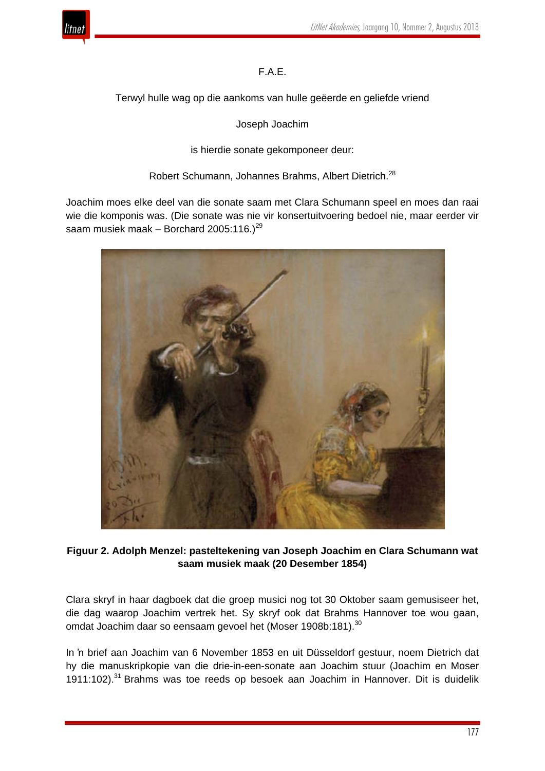F.A.E.

Terwyl hulle wag op die aankoms van hulle geëerde en geliefde vriend

Joseph Joachim

is hierdie sonate gekomponeer deur:

Robert Schumann, Johannes Brahms, Albert Dietrich.[28]

Joachim moes elke deel van die sonate saam met Clara Schumann speel en moes dan raai wie die komponis was. (Die sonate was nie vir konsertuitvoering bedoel nie, maar eerder vir saam musiek maak – Borchard 2005:116.)[29]

**Figuur 2. Adolph Menzel: pasteltekening van Joseph Joachim en Clara Schumann wat saam musiek maak (20 Desember 1854)**

Clara skryf in haar dagboek dat die groep musici nog tot 30 Oktober saam gemusiseer het, die dag waarop Joachim vertrek het. Sy skryf ook dat Brahms Hannover toe wou gaan, omdat Joachim daar so eensaam gevoel het (Moser 1908b:181).[30]

In ’n brief aan Joachim van 6 November 1853 en uit Düsseldorf gestuur, noem Dietrich dat hy die manuskripkopie van die drie-in-een-sonate aan Joachim stuur (Joachim en Moser 1911:102).[31] Brahms was toe reeds op besoek aan Joachim in Hannover. Dit is duidelik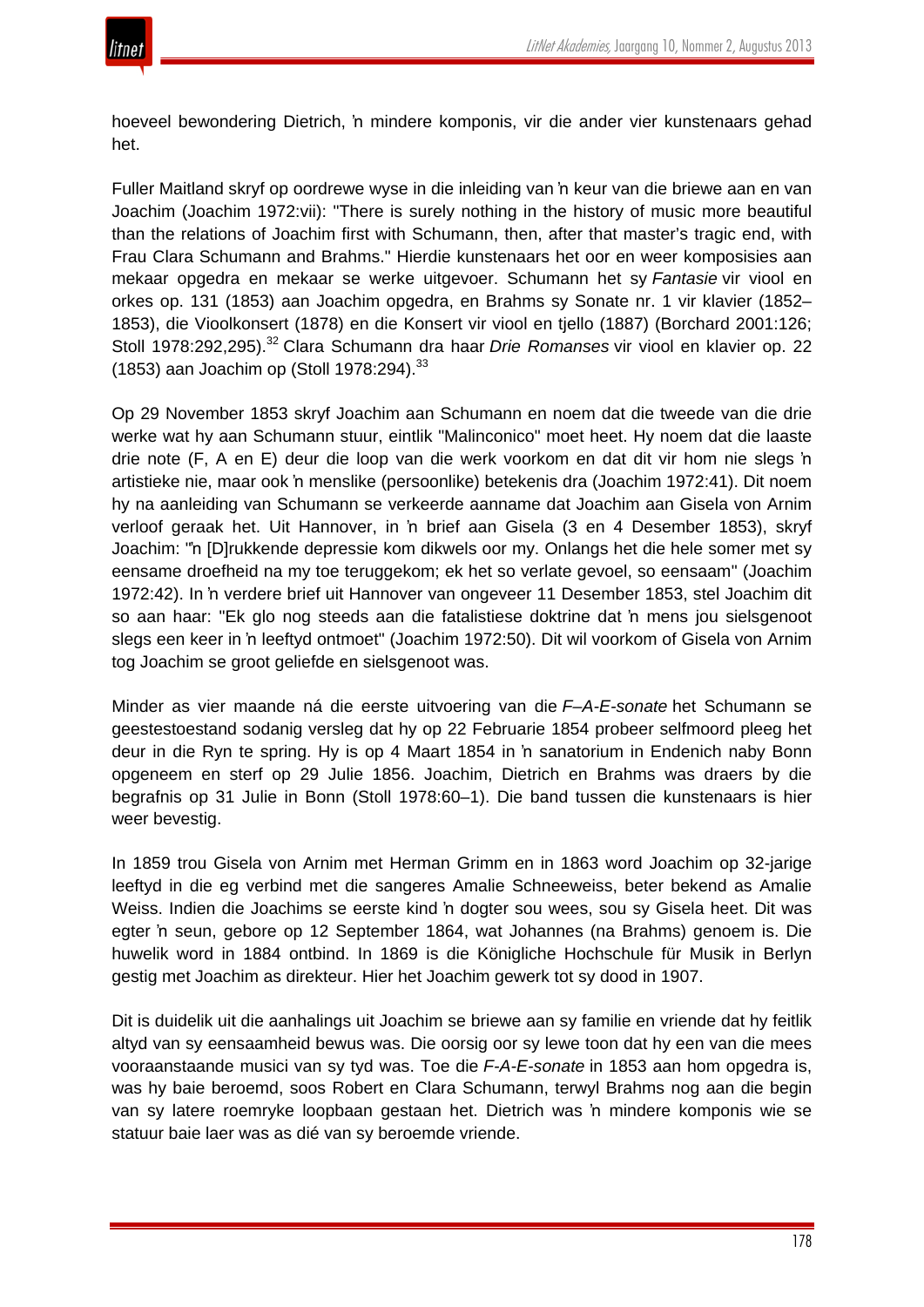hoeveel bewondering Dietrich, ’n mindere komponis, vir die ander vier kunstenaars gehad het.

Fuller Maitland skryf op oordrewe wyse in die inleiding van ’n keur van die briewe aan en van Joachim (Joachim 1972:vii): "There is surely nothing in the history of music more beautiful than the relations of Joachim first with Schumann, then, after that master’s tragic end, with Frau Clara Schumann and Brahms." Hierdie kunstenaars het oor en weer komposisies aan mekaar opgedra en mekaar se werke uitgevoer. Schumann het sy *Fantasie* vir viool en orkes op. 131 (1853) aan Joachim opgedra, en Brahms sy Sonate nr. 1 vir klavier (1852–1853), die Vioolkonsert (1878) en die Konsert vir viool en tjello (1887) (Borchard 2001:126; Stoll 1978:292,295).[32] Clara Schumann dra haar *Drie Romanses* vir viool en klavier op. 22 (1853) aan Joachim op (Stoll 1978:294).[33]

Op 29 November 1853 skryf Joachim aan Schumann en noem dat die tweede van die drie werke wat hy aan Schumann stuur, eintlik "Malinconico" moet heet. Hy noem dat die laaste drie note (F, A en E) deur die loop van die werk voorkom en dat dit vir hom nie slegs ’n artistieke nie, maar ook ’n menslike (persoonlike) betekenis dra (Joachim 1972:41). Dit noem hy na aanleiding van Schumann se verkeerde aanname dat Joachim aan Gisela von Arnim verloof geraak het. Uit Hannover, in ’n brief aan Gisela (3 en 4 Desember 1853), skryf Joachim: "’n [D]rukkende depressie kom dikwels oor my. Onlangs het die hele somer met sy eensame droefheid na my toe teruggekom; ek het so verlate gevoel, so eensaam" (Joachim 1972:42). In ’n verdere brief uit Hannover van ongeveer 11 Desember 1853, stel Joachim dit so aan haar: "Ek glo nog steeds aan die fatalistiese doktrine dat ’n mens jou sielsgenoot slegs een keer in ’n leeftyd ontmoet" (Joachim 1972:50). Dit wil voorkom of Gisela von Arnim tog Joachim se groot geliefde en sielsgenoot was.

Minder as vier maande ná die eerste uitvoering van die *F–A-E-sonate* het Schumann se geestestoestand sodanig versleg dat hy op 22 Februarie 1854 probeer selfmoord pleeg het deur in die Ryn te spring. Hy is op 4 Maart 1854 in ’n sanatorium in Endenich naby Bonn opgeneem en sterf op 29 Julie 1856. Joachim, Dietrich en Brahms was draers by die begrafnis op 31 Julie in Bonn (Stoll 1978:60–1). Die band tussen die kunstenaars is hier weer bevestig.

In 1859 trou Gisela von Arnim met Herman Grimm en in 1863 word Joachim op 32-jarige leeftyd in die eg verbind met die sangeres Amalie Schneeweiss, beter bekend as Amalie Weiss. Indien die Joachims se eerste kind ’n dogter sou wees, sou sy Gisela heet. Dit was egter ’n seun, gebore op 12 September 1864, wat Johannes (na Brahms) genoem is. Die huwelik word in 1884 ontbind. In 1869 is die Königliche Hochschule für Musik in Berlyn gestig met Joachim as direkteur. Hier het Joachim gewerk tot sy dood in 1907.

Dit is duidelik uit die aanhalings uit Joachim se briewe aan sy familie en vriende dat hy feitlik altyd van sy eensaamheid bewus was. Die oorsig oor sy lewe toon dat hy een van die mees vooraanstaande musici van sy tyd was. Toe die *F-A-E-sonate* in 1853 aan hom opgedra is, was hy baie beroemd, soos Robert en Clara Schumann, terwyl Brahms nog aan die begin van sy latere roemryke loopbaan gestaan het. Dietrich was ’n mindere komponis wie se statuur baie laer was as dié van sy beroemde vriende.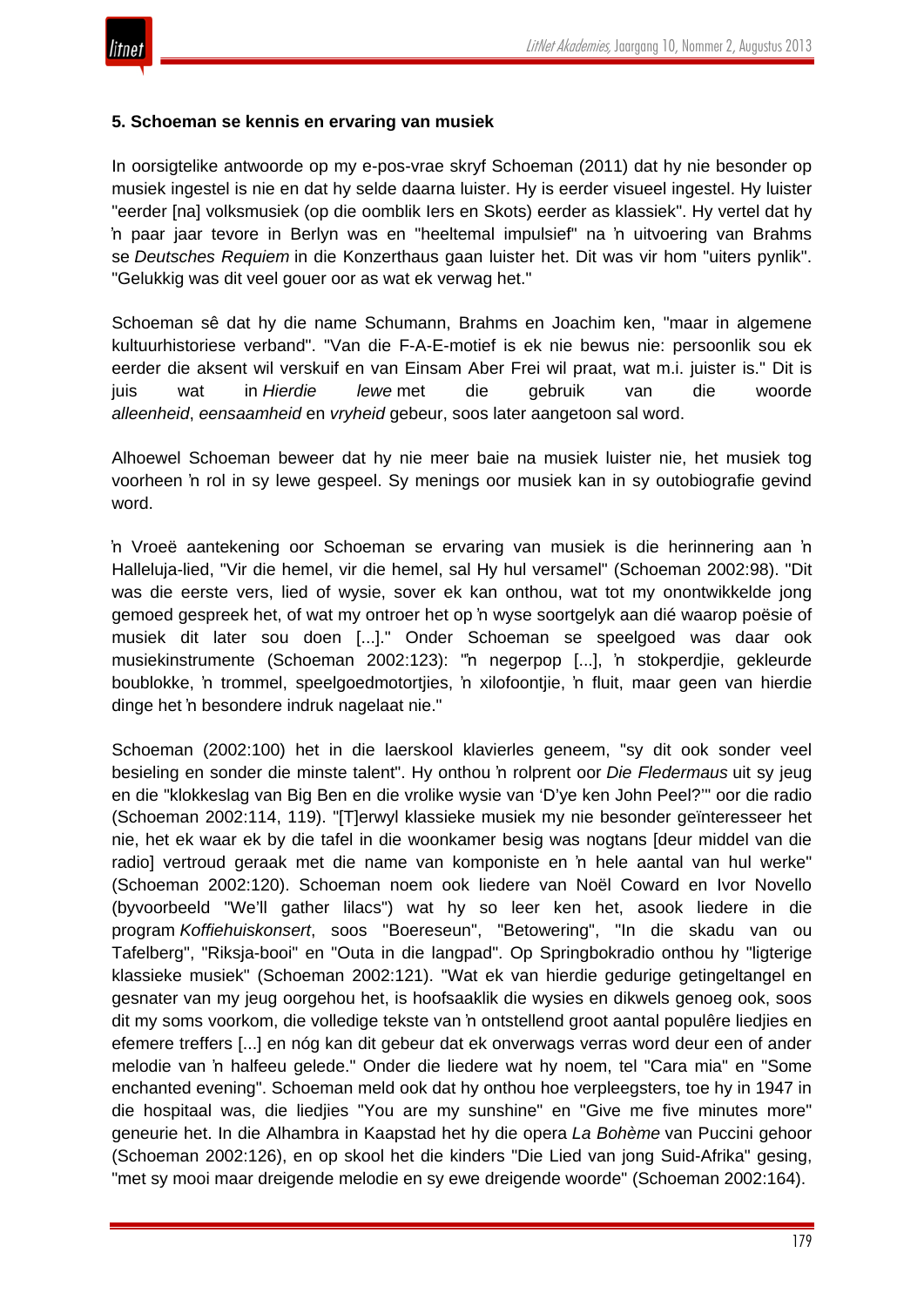**5. Schoeman se kennis en ervaring van musiek**

In oorsigtelike antwoorde op my e-pos-vrae skryf Schoeman (2011) dat hy nie besonder op musiek ingestel is nie en dat hy selde daarna luister. Hy is eerder visueel ingestel. Hy luister "eerder [na] volksmusiek (op die oomblik Iers en Skots) eerder as klassiek". Hy vertel dat hy ŉ paar jaar tevore in Berlyn was en "heeltemal impulsief" na ŉ uitvoering van Brahms se *Deutsches Requiem* in die Konzerthaus gaan luister het. Dit was vir hom "uiters pynlik". "Gelukkig was dit veel gouer oor as wat ek verwag het."

Schoeman sê dat hy die name Schumann, Brahms en Joachim ken, "maar in algemene kultuurhistoriese verband". "Van die F-A-E-motief is ek nie bewus nie: persoonlik sou ek eerder die aksent wil verskuif en van Einsam Aber Frei wil praat, wat m.i. juister is." Dit is juis wat in *Hierdie lewe* met die gebruik van die woorde *alleenheid*, *eensaamheid* en *vryheid* gebeur, soos later aangetoon sal word.

Alhoewel Schoeman beweer dat hy nie meer baie na musiek luister nie, het musiek tog voorheen ŉ rol in sy lewe gespeel. Sy menings oor musiek kan in sy outobiografie gevind word.

ŉ Vroeë aantekening oor Schoeman se ervaring van musiek is die herinnering aan ŉ Halleluja-lied, "Vir die hemel, vir die hemel, sal Hy hul versamel" (Schoeman 2002:98). "Dit was die eerste vers, lied of wysie, sover ek kan onthou, wat tot my onontwikkelde jong gemoed gespreek het, of wat my ontroer het op ŉ wyse soortgelyk aan dié waarop poësie of musiek dit later sou doen [...]." Onder Schoeman se speelgoed was daar ook musiekinstrumente (Schoeman 2002:123): "ŉ negerpop [...], ŉ stokperdjie, gekleurde boublokke, ŉ trommel, speelgoedmotortjies, ŉ xilofoontjie, ŉ fluit, maar geen van hierdie dinge het ŉ besondere indruk nagelaat nie."

Schoeman (2002:100) het in die laerskool klavierles geneem, "sy dit ook sonder veel besieling en sonder die minste talent". Hy onthou ŉ rolprent oor *Die Fledermaus* uit sy jeug en die "klokkeslag van Big Ben en die vrolike wysie van 'D'ye ken John Peel?'" oor die radio (Schoeman 2002:114, 119). "[T]erwyl klassieke musiek my nie besonder geïnteresseer het nie, het ek waar ek by die tafel in die woonkamer besig was nogtans [deur middel van die radio] vertroud geraak met die name van komponiste en ŉ hele aantal van hul werke" (Schoeman 2002:120). Schoeman noem ook liedere van Noël Coward en Ivor Novello (byvoorbeeld "We'll gather lilacs") wat hy so leer ken het, asook liedere in die program *Koffiehuiskonsert*, soos "Boereseun", "Betowering", "In die skadu van ou Tafelberg", "Riksja-booi" en "Outa in die langpad". Op Springbokradio onthou hy "ligterige klassieke musiek" (Schoeman 2002:121). "Wat ek van hierdie gedurige getingeltangel en gesnater van my jeug oorgehou het, is hoofsaaklik die wysies en dikwels genoeg ook, soos dit my soms voorkom, die volledige tekste van ŉ ontstellend groot aantal populêre liedjies en efemere treffers [...] en nóg kan dit gebeur dat ek onverwags verras word deur een of ander melodie van ŉ halfeeu gelede." Onder die liedere wat hy noem, tel "Cara mia" en "Some enchanted evening". Schoeman meld ook dat hy onthou hoe verpleegsters, toe hy in 1947 in die hospitaal was, die liedjies "You are my sunshine" en "Give me five minutes more" geneurie het. In die Alhambra in Kaapstad het hy die opera *La Bohème* van Puccini gehoor (Schoeman 2002:126), en op skool het die kinders "Die Lied van jong Suid-Afrika" gesing, "met sy mooi maar dreigende melodie en sy ewe dreigende woorde" (Schoeman 2002:164).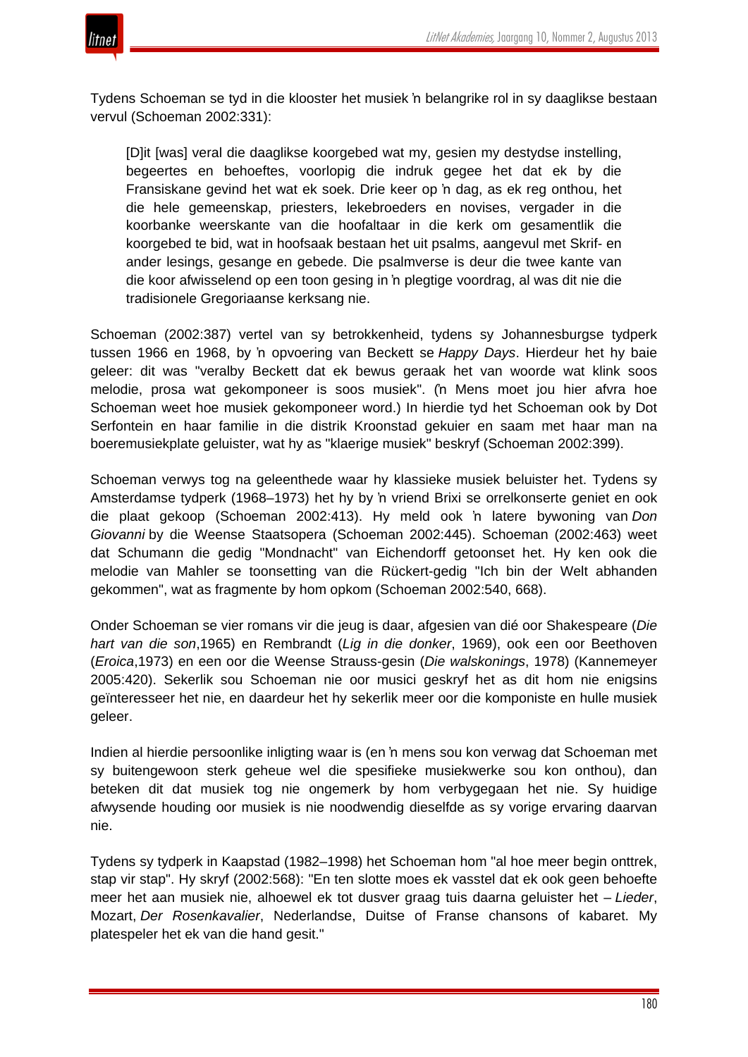Tydens Schoeman se tyd in die klooster het musiek ŉ belangrike rol in sy daaglikse bestaan vervul (Schoeman 2002:331):

> [D]it [was] veral die daaglikse koorgebed wat my, gesien my destydse instelling, begeertes en behoeftes, voorlopig die indruk gegee het dat ek by die Fransiskane gevind het wat ek soek. Drie keer op ŉ dag, as ek reg onthou, het die hele gemeenskap, priesters, lekebroeders en novises, vergader in die koorbanke weerskante van die hoofaltaar in die kerk om gesamentlik die koorgebed te bid, wat in hoofsaak bestaan het uit psalms, aangevul met Skrif- en ander lesings, gesange en gebede. Die psalmverse is deur die twee kante van die koor afwisselend op een toon gesing in ŉ plegtige voordrag, al was dit nie die tradisionele Gregoriaanse kerksang nie.

Schoeman (2002:387) vertel van sy betrokkenheid, tydens sy Johannesburgse tydperk tussen 1966 en 1968, by ŉ opvoering van Beckett se *Happy Days*. Hierdeur het hy baie geleer: dit was "veralby Beckett dat ek bewus geraak het van woorde wat klink soos melodie, prosa wat gekomponeer is soos musiek". (ŉ Mens moet jou hier afvra hoe Schoeman weet hoe musiek gekomponeer word.) In hierdie tyd het Schoeman ook by Dot Serfontein en haar familie in die distrik Kroonstad gekuier en saam met haar man na boeremusiekplate geluister, wat hy as "klaerige musiek" beskryf (Schoeman 2002:399).

Schoeman verwys tog na geleenthede waar hy klassieke musiek beluister het. Tydens sy Amsterdamse tydperk (1968–1973) het hy by ŉ vriend Brixi se orrelkonserte geniet en ook die plaat gekoop (Schoeman 2002:413). Hy meld ook ŉ latere bywoning van *Don Giovanni* by die Weense Staatsopera (Schoeman 2002:445). Schoeman (2002:463) weet dat Schumann die gedig "Mondnacht" van Eichendorff getoonset het. Hy ken ook die melodie van Mahler se toonsetting van die Rückert-gedig "Ich bin der Welt abhanden gekommen", wat as fragmente by hom opkom (Schoeman 2002:540, 668).

Onder Schoeman se vier romans vir die jeug is daar, afgesien van dié oor Shakespeare (*Die hart van die son*,1965) en Rembrandt (*Lig in die donker*, 1969), ook een oor Beethoven (*Eroica*,1973) en een oor die Weense Strauss-gesin (*Die walskonings*, 1978) (Kannemeyer 2005:420). Sekerlik sou Schoeman nie oor musici geskryf het as dit hom nie enigsins geïnteresseer het nie, en daardeur het hy sekerlik meer oor die komponiste en hulle musiek geleer.

Indien al hierdie persoonlike inligting waar is (en ŉ mens sou kon verwag dat Schoeman met sy buitengewoon sterk geheue wel die spesifieke musiekwerke sou kon onthou), dan beteken dit dat musiek tog nie ongemerk by hom verbygegaan het nie. Sy huidige afwysende houding oor musiek is nie noodwendig dieselfde as sy vorige ervaring daarvan nie.

Tydens sy tydperk in Kaapstad (1982–1998) het Schoeman hom "al hoe meer begin onttrek, stap vir stap". Hy skryf (2002:568): "En ten slotte moes ek vasstel dat ek ook geen behoefte meer het aan musiek nie, alhoewel ek tot dusver graag tuis daarna geluister het – *Lieder*, Mozart, *Der Rosenkavalier*, Nederlandse, Duitse of Franse chansons of kabaret. My platespeler het ek van die hand gesit."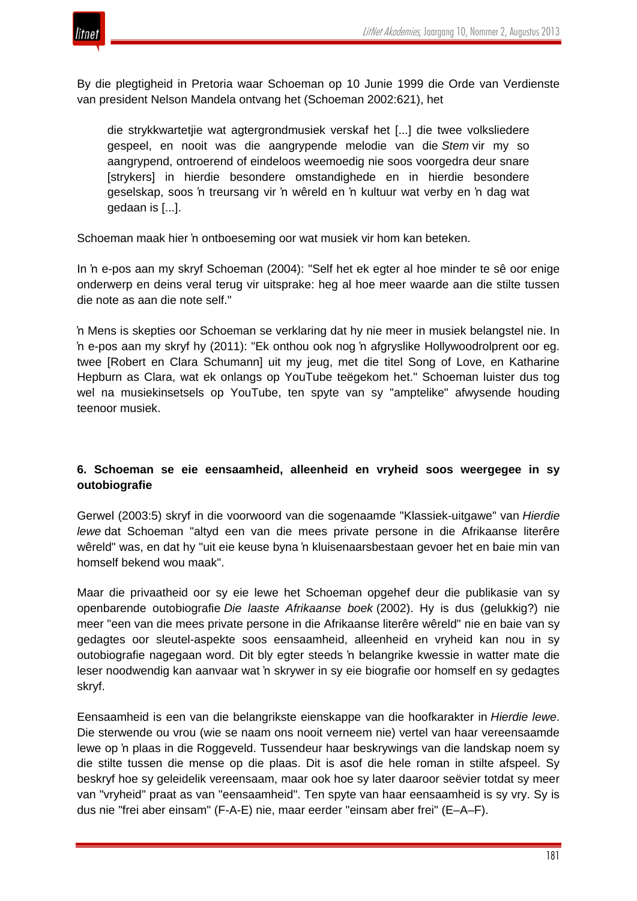By die plegtigheid in Pretoria waar Schoeman op 10 Junie 1999 die Orde van Verdienste van president Nelson Mandela ontvang het (Schoeman 2002:621), het

> die strykkwartetjie wat agtergrondmusiek verskaf het [...] die twee volksliedere gespeel, en nooit was die aangrypende melodie van die *Stem* vir my so aangrypend, ontroerend of eindeloos weemoedig nie soos voorgedra deur snare [strykers] in hierdie besondere omstandighede en in hierdie besondere geselskap, soos ŉ treursang vir ŉ wêreld en ŉ kultuur wat verby en ŉ dag wat gedaan is [...].

Schoeman maak hier ŉ ontboeseming oor wat musiek vir hom kan beteken.

In ŉ e-pos aan my skryf Schoeman (2004): "Self het ek egter al hoe minder te sê oor enige onderwerp en deins veral terug vir uitsprake: heg al hoe meer waarde aan die stilte tussen die note as aan die note self."

ŉ Mens is skepties oor Schoeman se verklaring dat hy nie meer in musiek belangstel nie. In ŉ e-pos aan my skryf hy (2011): "Ek onthou ook nog ŉ afgryslike Hollywoodrolprent oor eg. twee [Robert en Clara Schumann] uit my jeug, met die titel Song of Love, en Katharine Hepburn as Clara, wat ek onlangs op YouTube teëgekom het." Schoeman luister dus tog wel na musiekinsetsels op YouTube, ten spyte van sy "amptelike" afwysende houding teenoor musiek.

## 6. Schoeman se eie eensaamheid, alleenheid en vryheid soos weergegee in sy outobiografie

Gerwel (2003:5) skryf in die voorwoord van die sogenaamde "Klassiek-uitgawe" van *Hierdie lewe* dat Schoeman "altyd een van die mees private persone in die Afrikaanse literêre wêreld" was, en dat hy "uit eie keuse byna ŉ kluisenaarsbestaan gevoer het en baie min van homself bekend wou maak".

Maar die privaatheid oor sy eie lewe het Schoeman opgehef deur die publikasie van sy openbarende outobiografie *Die laaste Afrikaanse boek* (2002). Hy is dus (gelukkig?) nie meer "een van die mees private persone in die Afrikaanse literêre wêreld" nie en baie van sy gedagtes oor sleutel-aspekte soos eensaamheid, alleenheid en vryheid kan nou in sy outobiografie nagegaan word. Dit bly egter steeds ŉ belangrike kwessie in watter mate die leser noodwendig kan aanvaar wat ŉ skrywer in sy eie biografie oor homself en sy gedagtes skryf.

Eensaamheid is een van die belangrikste eienskappe van die hoofkarakter in *Hierdie lewe*. Die sterwende ou vrou (wie se naam ons nooit verneem nie) vertel van haar vereensaamde lewe op ŉ plaas in die Roggeveld. Tussendeur haar beskrywings van die landskap noem sy die stilte tussen die mense op die plaas. Dit is asof die hele roman in stilte afspeel. Sy beskryf hoe sy geleidelik vereensaam, maar ook hoe sy later daaroor seëvier totdat sy meer van "vryheid" praat as van "eensaamheid". Ten spyte van haar eensaamheid is sy vry. Sy is dus nie "frei aber einsam" (F-A-E) nie, maar eerder "einsam aber frei" (E–A–F).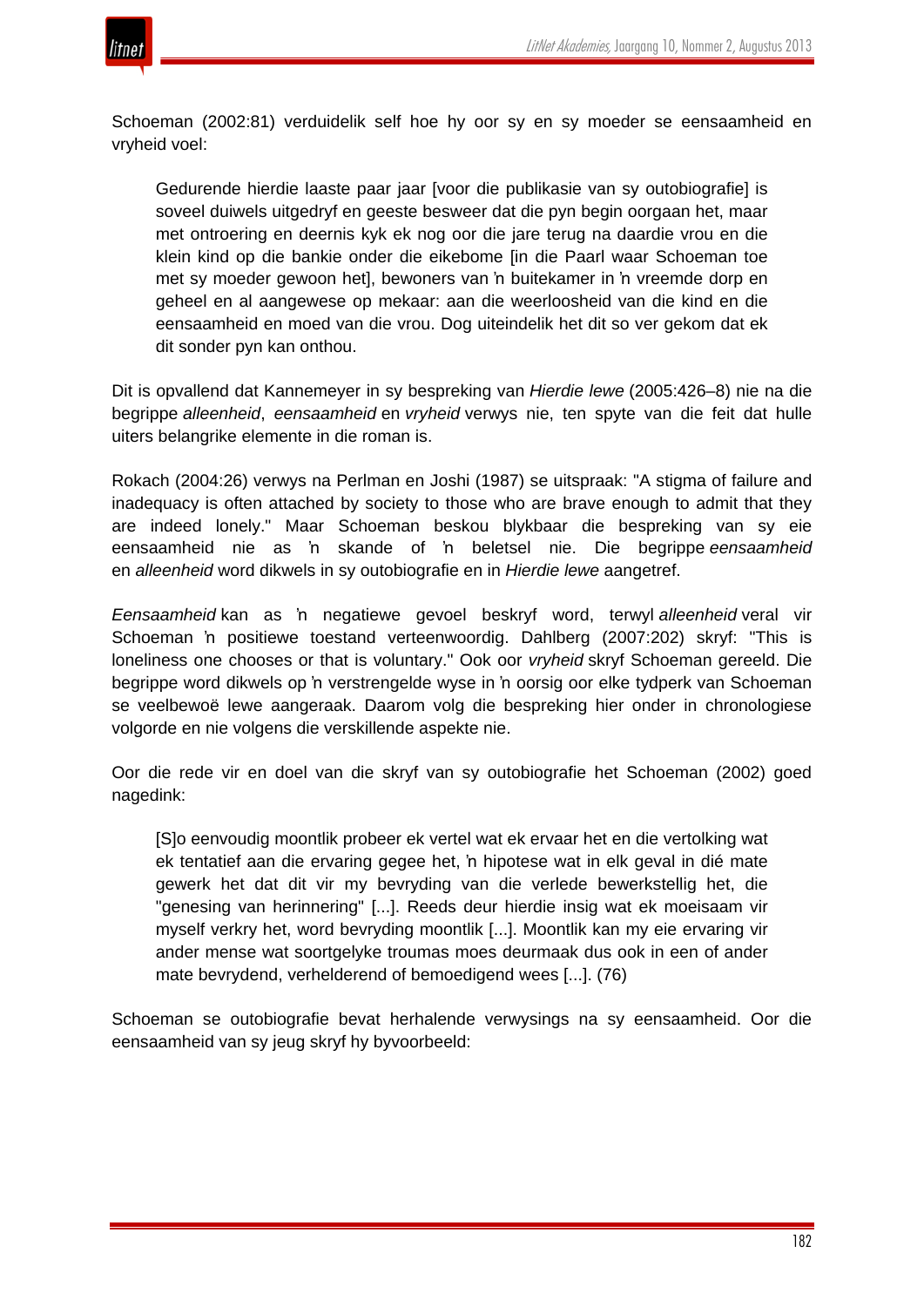Schoeman (2002:81) verduidelik self hoe hy oor sy en sy moeder se eensaamheid en vryheid voel:

> Gedurende hierdie laaste paar jaar [voor die publikasie van sy outobiografie] is soveel duiwels uitgedryf en geeste besweer dat die pyn begin oorgaan het, maar met ontroering en deernis kyk ek nog oor die jare terug na daardie vrou en die klein kind op die bankie onder die eikebome [in die Paarl waar Schoeman toe met sy moeder gewoon het], bewoners van ŉ buitekamer in ŉ vreemde dorp en geheel en al aangewese op mekaar: aan die weerloosheid van die kind en die eensaamheid en moed van die vrou. Dog uiteindelik het dit so ver gekom dat ek dit sonder pyn kan onthou.

Dit is opvallend dat Kannemeyer in sy bespreking van *Hierdie lewe* (2005:426–8) nie na die begrippe *alleenheid*, *eensaamheid* en *vryheid* verwys nie, ten spyte van die feit dat hulle uiters belangrike elemente in die roman is.

Rokach (2004:26) verwys na Perlman en Joshi (1987) se uitspraak: "A stigma of failure and inadequacy is often attached by society to those who are brave enough to admit that they are indeed lonely." Maar Schoeman beskou blykbaar die bespreking van sy eie eensaamheid nie as ŉ skande of ŉ beletsel nie. Die begrippe *eensaamheid* en *alleenheid* word dikwels in sy outobiografie en in *Hierdie lewe* aangetref.

*Eensaamheid* kan as ŉ negatiewe gevoel beskryf word, terwyl *alleenheid* veral vir Schoeman ŉ positiewe toestand verteenwoordig. Dahlberg (2007:202) skryf: "This is loneliness one chooses or that is voluntary." Ook oor *vryheid* skryf Schoeman gereeld. Die begrippe word dikwels op ŉ verstrengelde wyse in ŉ oorsig oor elke tydperk van Schoeman se veelbewoë lewe aangeraak. Daarom volg die bespreking hier onder in chronologiese volgorde en nie volgens die verskillende aspekte nie.

Oor die rede vir en doel van die skryf van sy outobiografie het Schoeman (2002) goed nagedink:

> [S]o eenvoudig moontlik probeer ek vertel wat ek ervaar het en die vertolking wat ek tentatief aan die ervaring gegee het, ŉ hipotese wat in elk geval in dié mate gewerk het dat dit vir my bevryding van die verlede bewerkstellig het, die "genesing van herinnering" [...]. Reeds deur hierdie insig wat ek moeisaam vir myself verkry het, word bevryding moontlik [...]. Moontlik kan my eie ervaring vir ander mense wat soortgelyke troumas moes deurmaak dus ook in een of ander mate bevrydend, verhelderend of bemoedigend wees [...]. (76)

Schoeman se outobiografie bevat herhalende verwysings na sy eensaamheid. Oor die eensaamheid van sy jeug skryf hy byvoorbeeld: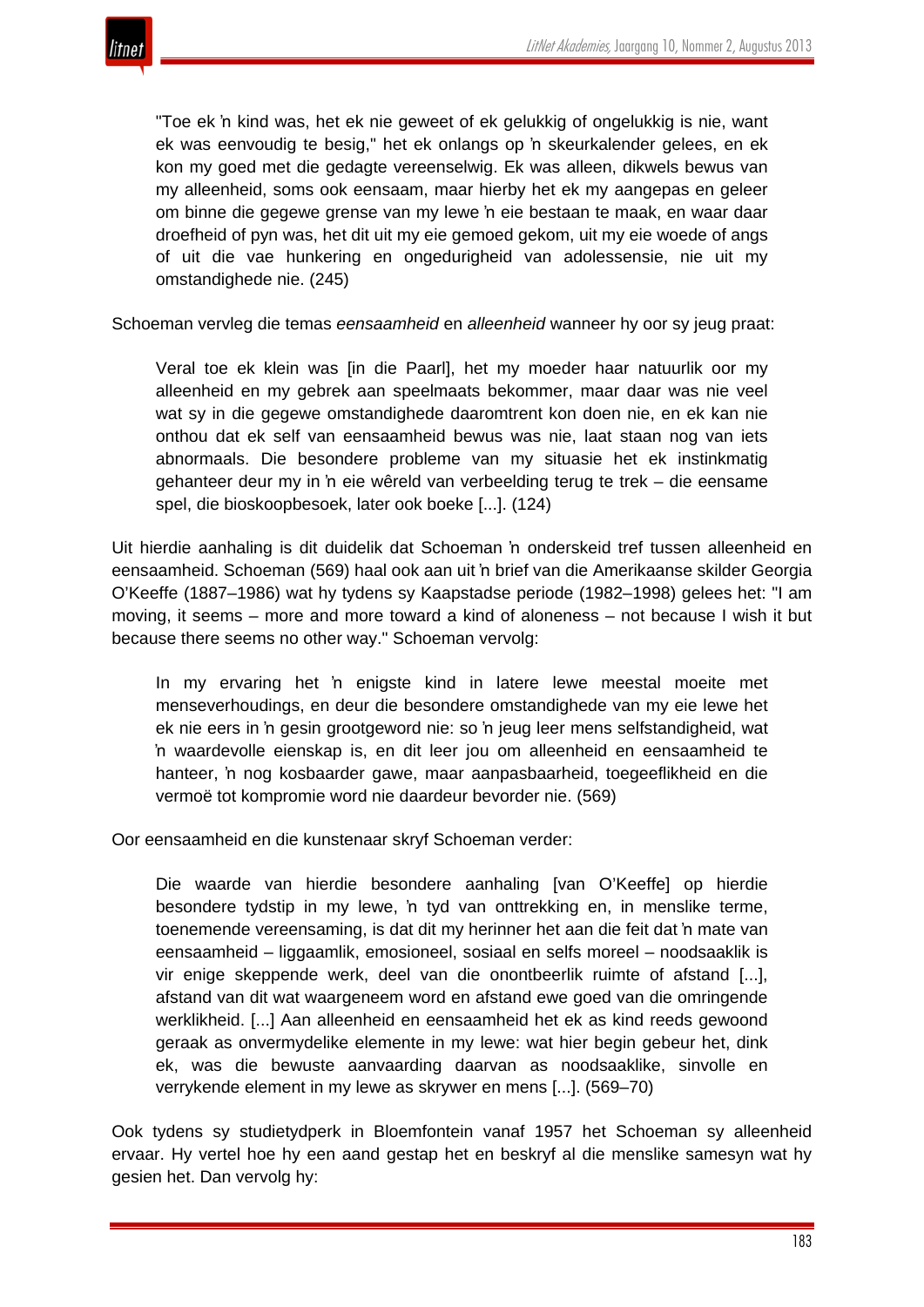> "Toe ek ŉ kind was, het ek nie geweet of ek gelukkig of ongelukkig is nie, want ek was eenvoudig te besig," het ek onlangs op ŉ skeurkalender gelees, en ek kon my goed met die gedagte vereenselwig. Ek was alleen, dikwels bewus van my alleenheid, soms ook eensaam, maar hierby het ek my aangepas en geleer om binne die gegewe grense van my lewe ŉ eie bestaan te maak, en waar daar droefheid of pyn was, het dit uit my eie gemoed gekom, uit my eie woede of angs of uit die vae hunkering en ongedurigheid van adolessensie, nie uit my omstandighede nie. (245)

Schoeman vervleg die temas *eensaamheid* en *alleenheid* wanneer hy oor sy jeug praat:

> Veral toe ek klein was [in die Paarl], het my moeder haar natuurlik oor my alleenheid en my gebrek aan speelmaats bekommer, maar daar was nie veel wat sy in die gegewe omstandighede daaromtrent kon doen nie, en ek kan nie onthou dat ek self van eensaamheid bewus was nie, laat staan nog van iets abnormaals. Die besondere probleme van my situasie het ek instinkmatig gehanteer deur my in ŉ eie wêreld van verbeelding terug te trek – die eensame spel, die bioskoopbesoek, later ook boeke [...]. (124)

Uit hierdie aanhaling is dit duidelik dat Schoeman ŉ onderskeid tref tussen alleenheid en eensaamheid. Schoeman (569) haal ook aan uit ŉ brief van die Amerikaanse skilder Georgia O'Keeffe (1887–1986) wat hy tydens sy Kaapstadse periode (1982–1998) gelees het: "I am moving, it seems – more and more toward a kind of aloneness – not because I wish it but because there seems no other way." Schoeman vervolg:

> In my ervaring het ŉ enigste kind in latere lewe meestal moeite met menseverhoudings, en deur die besondere omstandighede van my eie lewe het ek nie eers in ŉ gesin grootgeword nie: so ŉ jeug leer mens selfstandigheid, wat ŉ waardevolle eienskap is, en dit leer jou om alleenheid en eensaamheid te hanteer, ŉ nog kosbaarder gawe, maar aanpasbaarheid, toegeeflikheid en die vermoë tot kompromie word nie daardeur bevorder nie. (569)

Oor eensaamheid en die kunstenaar skryf Schoeman verder:

> Die waarde van hierdie besondere aanhaling [van O'Keeffe] op hierdie besondere tydstip in my lewe, ŉ tyd van onttrekking en, in menslike terme, toenemende vereensaming, is dat dit my herinner het aan die feit dat ŉ mate van eensaamheid – liggaamlik, emosioneel, sosiaal en selfs moreel – noodsaaklik is vir enige skeppende werk, deel van die onontbeerlik ruimte of afstand [...], afstand van dit wat waargeneem word en afstand ewe goed van die omringende werklikheid. [...] Aan alleenheid en eensaamheid het ek as kind reeds gewoond geraak as onvermydelike elemente in my lewe: wat hier begin gebeur het, dink ek, was die bewuste aanvaarding daarvan as noodsaaklike, sinvolle en verrykende element in my lewe as skrywer en mens [...]. (569–70)

Ook tydens sy studietydperk in Bloemfontein vanaf 1957 het Schoeman sy alleenheid ervaar. Hy vertel hoe hy een aand gestap het en beskryf al die menslike samesyn wat hy gesien het. Dan vervolg hy: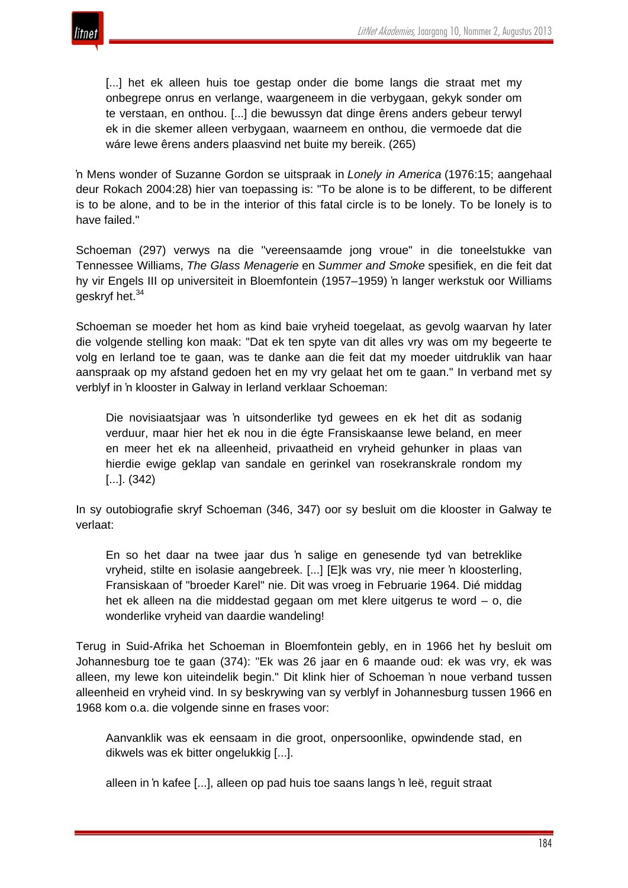> [...] het ek alleen huis toe gestap onder die bome langs die straat met my onbegrepe onrus en verlange, waargeneem in die verbygaan, gekyk sonder om te verstaan, en onthou. [...] die bewussyn dat dinge êrens anders gebeur terwyl ek in die skemer alleen verbygaan, waarneem en onthou, die vermoede dat die wáre lewe êrens anders plaasvind net buite my bereik. (265)

ŉ Mens wonder of Suzanne Gordon se uitspraak in *Lonely in America* (1976:15; aangehaal deur Rokach 2004:28) hier van toepassing is: "To be alone is to be different, to be different is to be alone, and to be in the interior of this fatal circle is to be lonely. To be lonely is to have failed."

Schoeman (297) verwys na die "vereensaamde jong vroue" in die toneelstukke van Tennessee Williams, *The Glass Menagerie* en *Summer and Smoke* spesifiek, en die feit dat hy vir Engels III op universiteit in Bloemfontein (1957–1959) ŉ langer werkstuk oor Williams geskryf het.[34]

Schoeman se moeder het hom as kind baie vryheid toegelaat, as gevolg waarvan hy later die volgende stelling kon maak: "Dat ek ten spyte van dit alles vry was om my begeerte te volg en Ierland toe te gaan, was te danke aan die feit dat my moeder uitdruklik van haar aanspraak op my afstand gedoen het en my vry gelaat het om te gaan." In verband met sy verblyf in ŉ klooster in Galway in Ierland verklaar Schoeman:

> Die novisiaatsjaar was ŉ uitsonderlike tyd gewees en ek het dit as sodanig verduur, maar hier het ek nou in die égte Fransiskaanse lewe beland, en meer en meer het ek na alleenheid, privaatheid en vryheid gehunker in plaas van hierdie ewige geklap van sandale en gerinkel van rosekranskrale rondom my [...]. (342)

In sy outobiografie skryf Schoeman (346, 347) oor sy besluit om die klooster in Galway te verlaat:

> En so het daar na twee jaar dus ŉ salige en genesende tyd van betreklike vryheid, stilte en isolasie aangebreek. [...] [E]k was vry, nie meer ŉ kloosterling, Fransiskaan of "broeder Karel" nie. Dit was vroeg in Februarie 1964. Dié middag het ek alleen na die middestad gegaan om met klere uitgerus te word – o, die wonderlike vryheid van daardie wandeling!

Terug in Suid-Afrika het Schoeman in Bloemfontein gebly, en in 1966 het hy besluit om Johannesburg toe te gaan (374): "Ek was 26 jaar en 6 maande oud: ek was vry, ek was alleen, my lewe kon uiteindelik begin." Dit klink hier of Schoeman ŉ noue verband tussen alleenheid en vryheid vind. In sy beskrywing van sy verblyf in Johannesburg tussen 1966 en 1968 kom o.a. die volgende sinne en frases voor:

> Aanvanklik was ek eensaam in die groot, onpersoonlike, opwindende stad, en dikwels was ek bitter ongelukkig [...].
>
> alleen in ŉ kafee [...], alleen op pad huis toe saans langs ŉ leë, reguit straat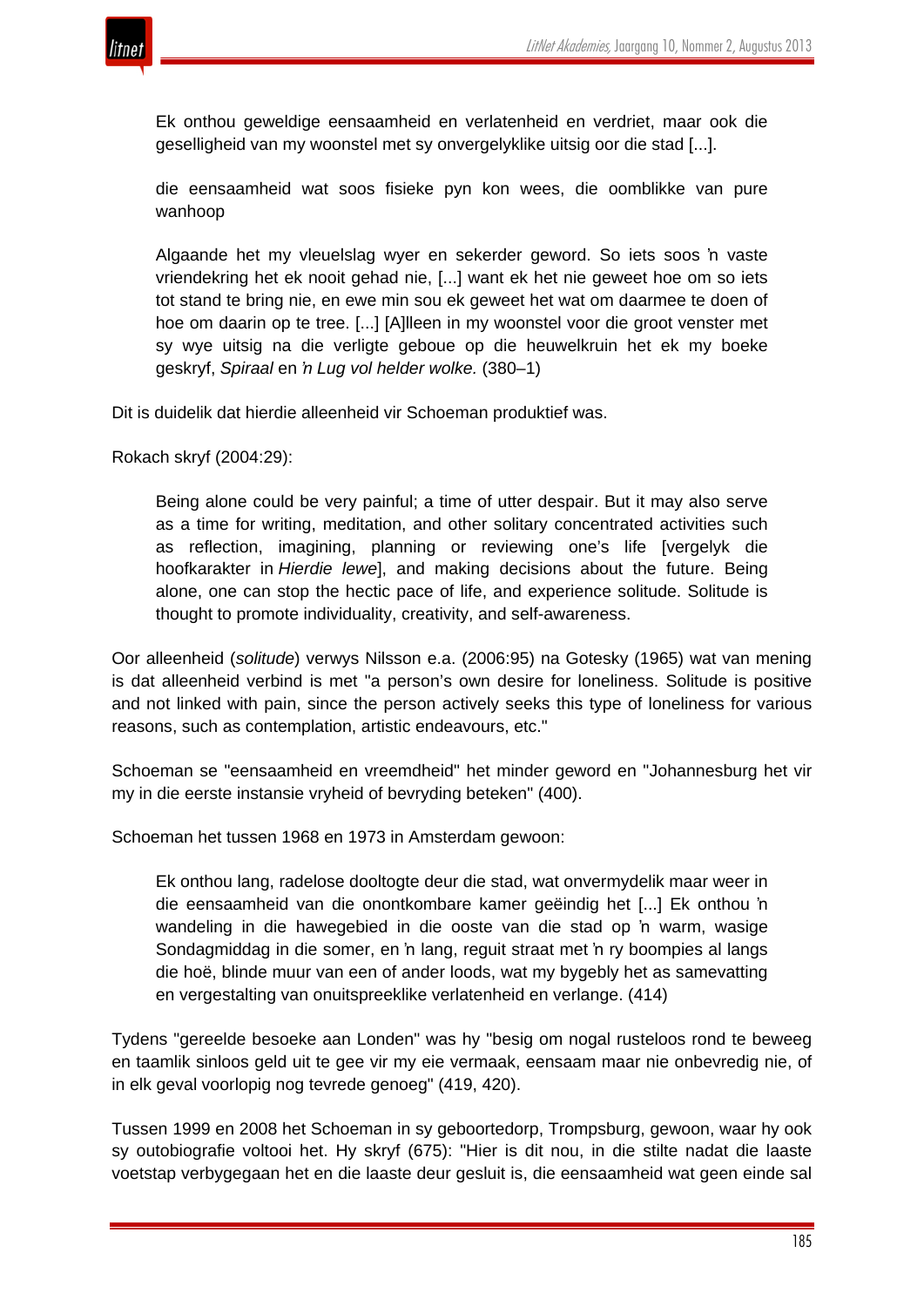> Ek onthou geweldige eensaamheid en verlatenheid en verdriet, maar ook die geselligheid van my woonstel met sy onvergelyklike uitsig oor die stad [...].
>
> die eensaamheid wat soos fisieke pyn kon wees, die oomblikke van pure wanhoop
>
> Algaande het my vleuelslag wyer en sekerder geword. So iets soos ʼn vaste vriendekring het ek nooit gehad nie, [...] want ek het nie geweet hoe om so iets tot stand te bring nie, en ewe min sou ek geweet het wat om daarmee te doen of hoe om daarin op te tree. [...] [A]lleen in my woonstel voor die groot venster met sy wye uitsig na die verligte geboue op die heuwelkruin het ek my boeke geskryf, *Spiraal* en *ʼn Lug vol helder wolke.* (380–1)

Dit is duidelik dat hierdie alleenheid vir Schoeman produktief was.

Rokach skryf (2004:29):

> Being alone could be very painful; a time of utter despair. But it may also serve as a time for writing, meditation, and other solitary concentrated activities such as reflection, imagining, planning or reviewing one's life [vergelyk die hoofkarakter in *Hierdie lewe*], and making decisions about the future. Being alone, one can stop the hectic pace of life, and experience solitude. Solitude is thought to promote individuality, creativity, and self-awareness.

Oor alleenheid (*solitude*) verwys Nilsson e.a. (2006:95) na Gotesky (1965) wat van mening is dat alleenheid verbind is met "a person's own desire for loneliness. Solitude is positive and not linked with pain, since the person actively seeks this type of loneliness for various reasons, such as contemplation, artistic endeavours, etc."

Schoeman se "eensaamheid en vreemdheid" het minder geword en "Johannesburg het vir my in die eerste instansie vryheid of bevryding beteken" (400).

Schoeman het tussen 1968 en 1973 in Amsterdam gewoon:

> Ek onthou lang, radelose dooltogte deur die stad, wat onvermydelik maar weer in die eensaamheid van die onontkombare kamer geëindig het [...] Ek onthou ʼn wandeling in die hawegebied in die ooste van die stad op ʼn warm, wasige Sondagmiddag in die somer, en ʼn lang, reguit straat met ʼn ry boompies al langs die hoë, blinde muur van een of ander loods, wat my bygebly het as samevatting en vergestalting van onuitspreeklike verlatenheid en verlange. (414)

Tydens "gereelde besoeke aan Londen" was hy "besig om nogal rusteloos rond te beweeg en taamlik sinloos geld uit te gee vir my eie vermaak, eensaam maar nie onbevredig nie, of in elk geval voorlopig nog tevrede genoeg" (419, 420).

Tussen 1999 en 2008 het Schoeman in sy geboortedorp, Trompsburg, gewoon, waar hy ook sy outobiografie voltooi het. Hy skryf (675): "Hier is dit nou, in die stilte nadat die laaste voetstap verbygegaan het en die laaste deur gesluit is, die eensaamheid wat geen einde sal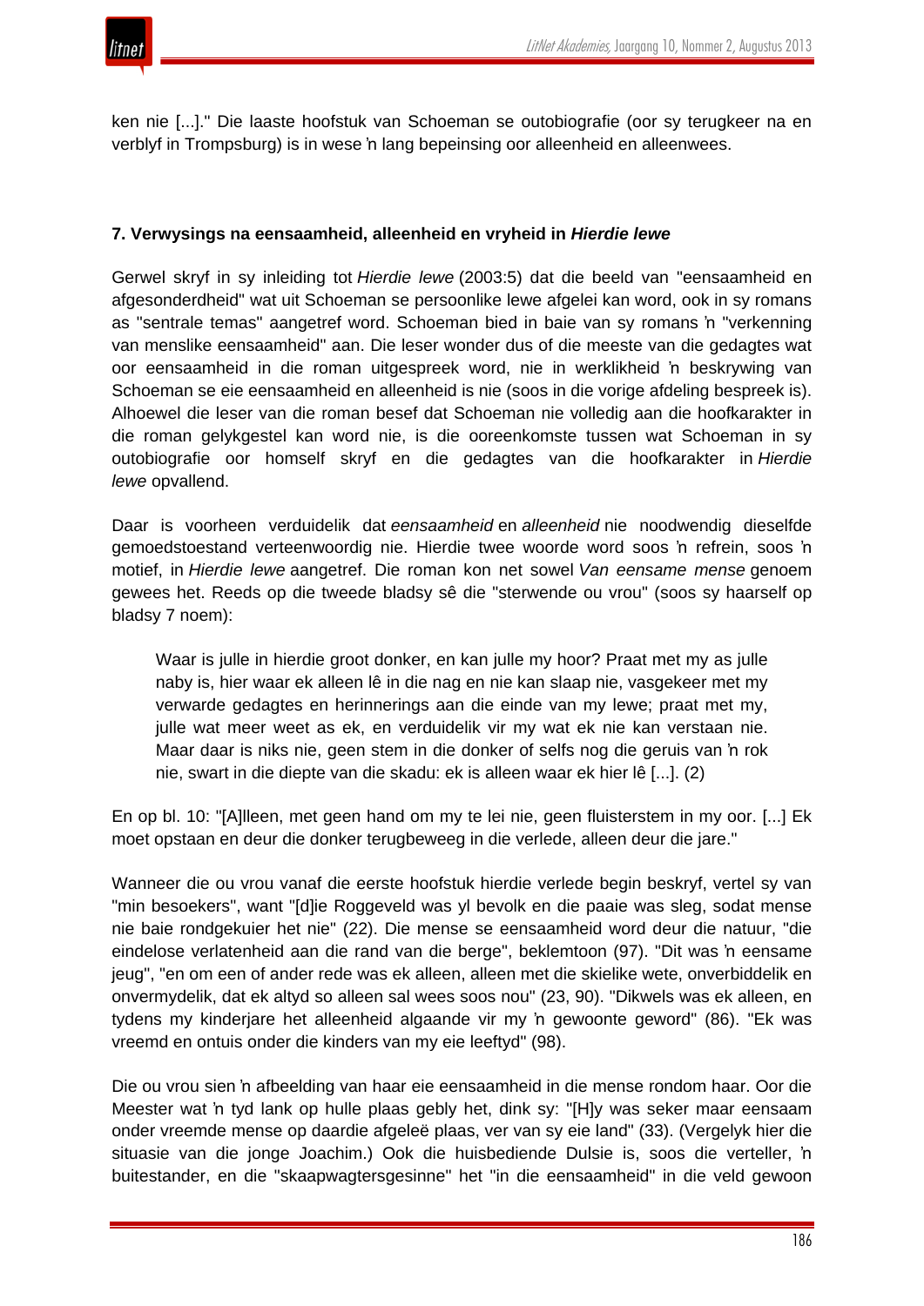ken nie [...]." Die laaste hoofstuk van Schoeman se outobiografie (oor sy terugkeer na en verblyf in Trompsburg) is in wese 'n lang bepeinsing oor alleenheid en alleenwees.

### 7. Verwysings na eensaamheid, alleenheid en vryheid in *Hierdie lewe*

Gerwel skryf in sy inleiding tot *Hierdie lewe* (2003:5) dat die beeld van "eensaamheid en afgesonderdheid" wat uit Schoeman se persoonlike lewe afgelei kan word, ook in sy romans as "sentrale temas" aangetref word. Schoeman bied in baie van sy romans 'n "verkenning van menslike eensaamheid" aan. Die leser wonder dus of die meeste van die gedagtes wat oor eensaamheid in die roman uitgespreek word, nie in werklikheid 'n beskrywing van Schoeman se eie eensaamheid en alleenheid is nie (soos in die vorige afdeling bespreek is). Alhoewel die leser van die roman besef dat Schoeman nie volledig aan die hoofkarakter in die roman gelykgestel kan word nie, is die ooreenkomste tussen wat Schoeman in sy outobiografie oor homself skryf en die gedagtes van die hoofkarakter in *Hierdie lewe* opvallend.

Daar is voorheen verduidelik dat *eensaamheid* en *alleenheid* nie noodwendig dieselfde gemoedstoestand verteenwoordig nie. Hierdie twee woorde word soos 'n refrein, soos 'n motief, in *Hierdie lewe* aangetref. Die roman kon net sowel *Van eensame mense* genoem gewees het. Reeds op die tweede bladsy sê die "sterwende ou vrou" (soos sy haarself op bladsy 7 noem):

> Waar is julle in hierdie groot donker, en kan julle my hoor? Praat met my as julle naby is, hier waar ek alleen lê in die nag en nie kan slaap nie, vasgekeer met my verwarde gedagtes en herinnerings aan die einde van my lewe; praat met my, julle wat meer weet as ek, en verduidelik vir my wat ek nie kan verstaan nie. Maar daar is niks nie, geen stem in die donker of selfs nog die geruis van 'n rok nie, swart in die diepte van die skadu: ek is alleen waar ek hier lê [...]. (2)

En op bl. 10: "[A]lleen, met geen hand om my te lei nie, geen fluisterstem in my oor. [...] Ek moet opstaan en deur die donker terugbeweeg in die verlede, alleen deur die jare."

Wanneer die ou vrou vanaf die eerste hoofstuk hierdie verlede begin beskryf, vertel sy van "min besoekers", want "[d]ie Roggeveld was yl bevolk en die paaie was sleg, sodat mense nie baie rondgekuier het nie" (22). Die mense se eensaamheid word deur die natuur, "die eindelose verlatenheid aan die rand van die berge", beklemtoon (97). "Dit was 'n eensame jeug", "en om een of ander rede was ek alleen, alleen met die skielike wete, onverbiddelik en onvermydelik, dat ek altyd so alleen sal wees soos nou" (23, 90). "Dikwels was ek alleen, en tydens my kinderjare het alleenheid algaande vir my 'n gewoonte geword" (86). "Ek was vreemd en ontuis onder die kinders van my eie leeftyd" (98).

Die ou vrou sien 'n afbeelding van haar eie eensaamheid in die mense rondom haar. Oor die Meester wat 'n tyd lank op hulle plaas gebly het, dink sy: "[H]y was seker maar eensaam onder vreemde mense op daardie afgeleë plaas, ver van sy eie land" (33). (Vergelyk hier die situasie van die jonge Joachim.) Ook die huisbediende Dulsie is, soos die verteller, 'n buitestander, en die "skaapwagtersgesinne" het "in die eensaamheid" in die veld gewoon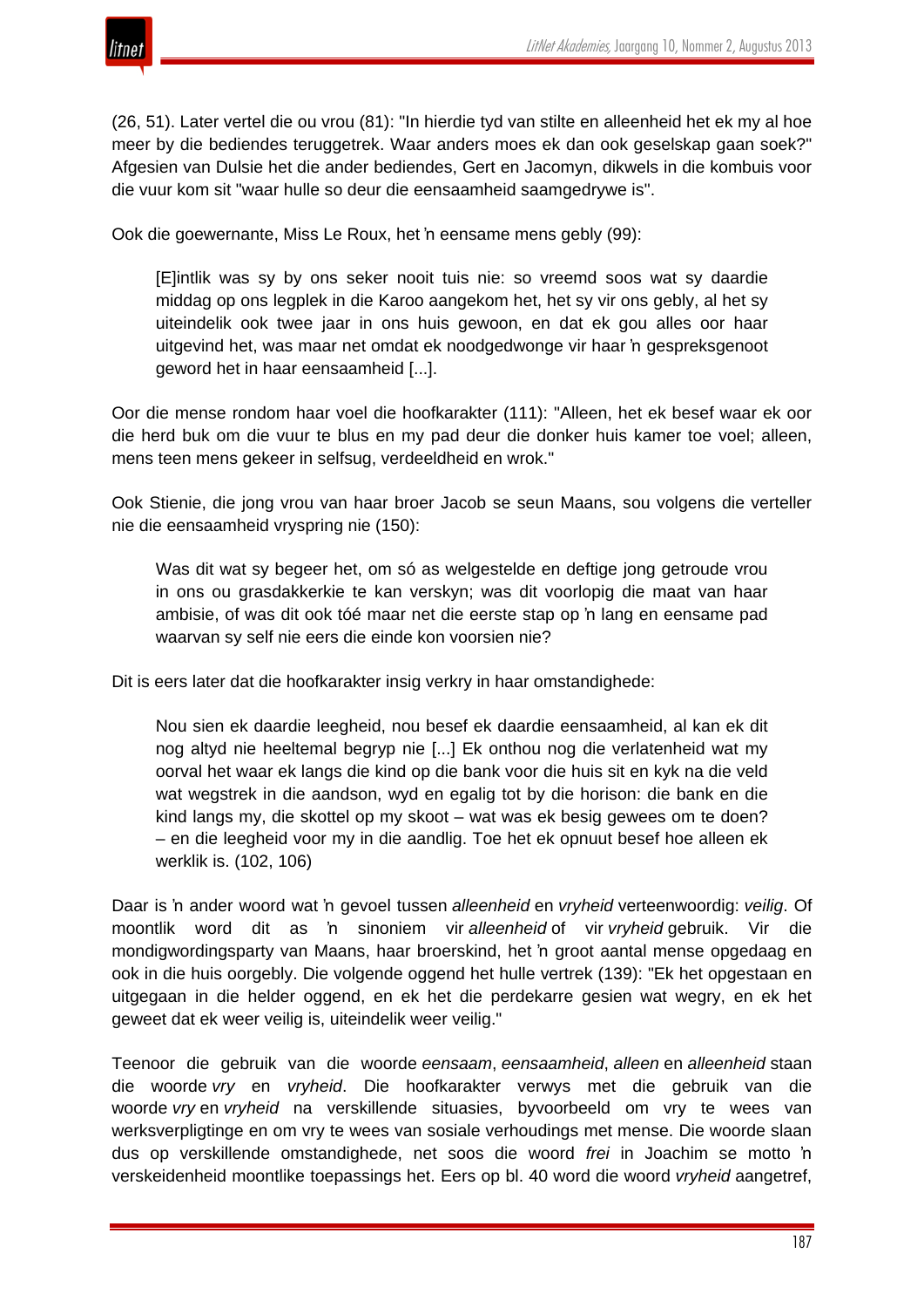(26, 51). Later vertel die ou vrou (81): "In hierdie tyd van stilte en alleenheid het ek my al hoe meer by die bediendes teruggetrek. Waar anders moes ek dan ook geselskap gaan soek?" Afgesien van Dulsie het die ander bediendes, Gert en Jacomyn, dikwels in die kombuis voor die vuur kom sit "waar hulle so deur die eensaamheid saamgedrywe is".

Ook die goewernante, Miss Le Roux, het ŉ eensame mens gebly (99):

> [E]intlik was sy by ons seker nooit tuis nie: so vreemd soos wat sy daardie middag op ons legplek in die Karoo aangekom het, het sy vir ons gebly, al het sy uiteindelik ook twee jaar in ons huis gewoon, en dat ek gou alles oor haar uitgevind het, was maar net omdat ek noodgedwonge vir haar ŉ gespreksgenoot geword het in haar eensaamheid [...].

Oor die mense rondom haar voel die hoofkarakter (111): "Alleen, het ek besef waar ek oor die herd buk om die vuur te blus en my pad deur die donker huis kamer toe voel; alleen, mens teen mens gekeer in selfsug, verdeeldheid en wrok."

Ook Stienie, die jong vrou van haar broer Jacob se seun Maans, sou volgens die verteller nie die eensaamheid vryspring nie (150):

> Was dit wat sy begeer het, om só as welgestelde en deftige jong getroude vrou in ons ou grasdakkerkie te kan verskyn; was dit voorlopig die maat van haar ambisie, of was dit ook tóé maar net die eerste stap op ŉ lang en eensame pad waarvan sy self nie eers die einde kon voorsien nie?

Dit is eers later dat die hoofkarakter insig verkry in haar omstandighede:

> Nou sien ek daardie leegheid, nou besef ek daardie eensaamheid, al kan ek dit nog altyd nie heeltemal begryp nie [...] Ek onthou nog die verlatenheid wat my oorval het waar ek langs die kind op die bank voor die huis sit en kyk na die veld wat wegstrek in die aandson, wyd en egalig tot by die horison: die bank en die kind langs my, die skottel op my skoot – wat was ek besig gewees om te doen? – en die leegheid voor my in die aandlig. Toe het ek opnuut besef hoe alleen ek werklik is. (102, 106)

Daar is ŉ ander woord wat ŉ gevoel tussen *alleenheid* en *vryheid* verteenwoordig: *veilig*. Of moontlik word dit as ŉ sinoniem vir *alleenheid* of vir *vryheid* gebruik. Vir die mondigwordingsparty van Maans, haar broerskind, het ŉ groot aantal mense opgedaag en ook in die huis oorgebly. Die volgende oggend het hulle vertrek (139): "Ek het opgestaan en uitgegaan in die helder oggend, en ek het die perdekarre gesien wat wegry, en ek het geweet dat ek weer veilig is, uiteindelik weer veilig."

Teenoor die gebruik van die woorde *eensaam*, *eensaamheid*, *alleen* en *alleenheid* staan die woorde *vry* en *vryheid*. Die hoofkarakter verwys met die gebruik van die woorde *vry* en *vryheid* na verskillende situasies, byvoorbeeld om vry te wees van werksverpligtinge en om vry te wees van sosiale verhoudings met mense. Die woorde slaan dus op verskillende omstandighede, net soos die woord *frei* in Joachim se motto ŉ verskeidenheid moontlike toepassings het. Eers op bl. 40 word die woord *vryheid* aangetref,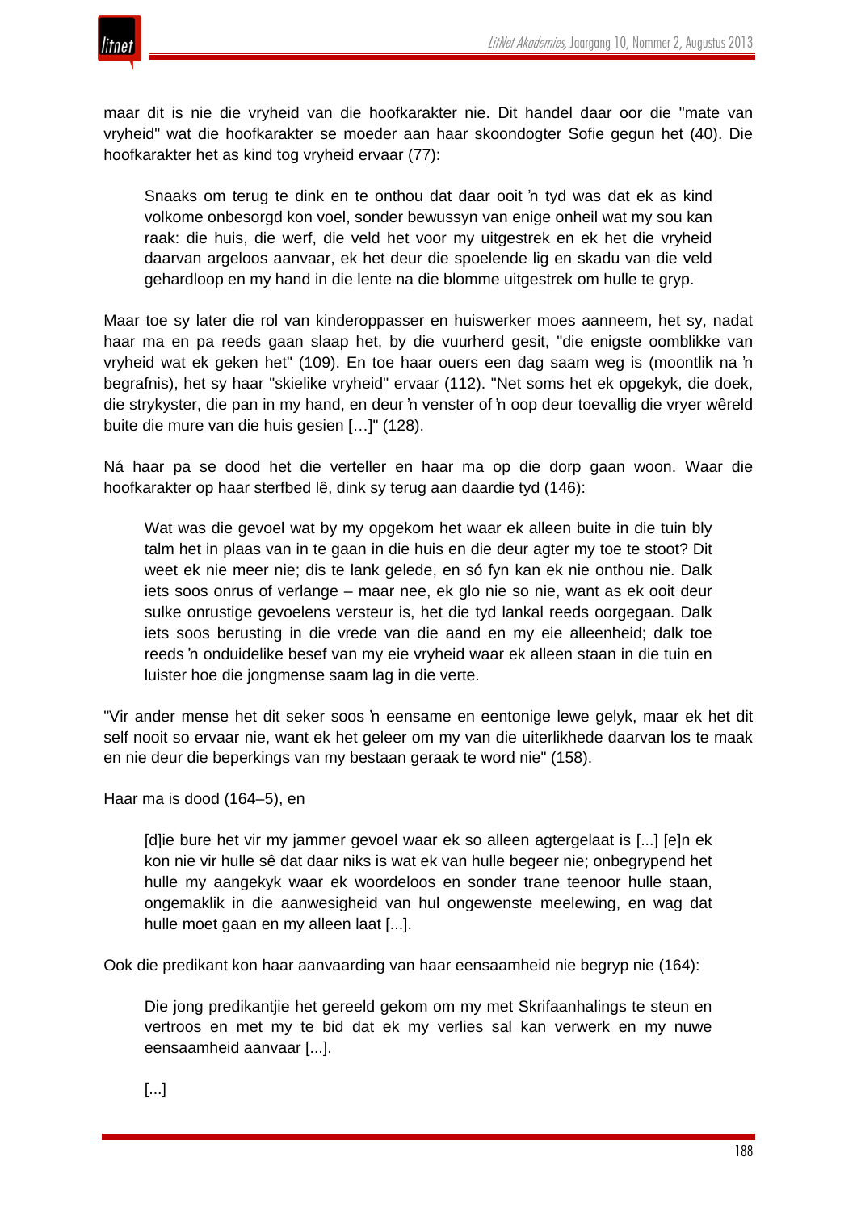maar dit is nie die vryheid van die hoofkarakter nie. Dit handel daar oor die "mate van vryheid" wat die hoofkarakter se moeder aan haar skoondogter Sofie gegun het (40). Die hoofkarakter het as kind tog vryheid ervaar (77):

> Snaaks om terug te dink en te onthou dat daar ooit ŉ tyd was dat ek as kind volkome onbesorgd kon voel, sonder bewussyn van enige onheil wat my sou kan raak: die huis, die werf, die veld het voor my uitgestrek en ek het die vryheid daarvan argeloos aanvaar, ek het deur die spoelende lig en skadu van die veld gehardloop en my hand in die lente na die blomme uitgestrek om hulle te gryp.

Maar toe sy later die rol van kinderoppasser en huiswerker moes aanneem, het sy, nadat haar ma en pa reeds gaan slaap het, by die vuurherd gesit, "die enigste oomblikke van vryheid wat ek geken het" (109). En toe haar ouers een dag saam weg is (moontlik na ŉ begrafnis), het sy haar "skielike vryheid" ervaar (112). "Net soms het ek opgekyk, die doek, die strykyster, die pan in my hand, en deur ŉ venster of ŉ oop deur toevallig die vryer wêreld buite die mure van die huis gesien […]" (128).

Ná haar pa se dood het die verteller en haar ma op die dorp gaan woon. Waar die hoofkarakter op haar sterfbed lê, dink sy terug aan daardie tyd (146):

> Wat was die gevoel wat by my opgekom het waar ek alleen buite in die tuin bly talm het in plaas van in te gaan in die huis en die deur agter my toe te stoot? Dit weet ek nie meer nie; dis te lank gelede, en só fyn kan ek nie onthou nie. Dalk iets soos onrus of verlange – maar nee, ek glo nie so nie, want as ek ooit deur sulke onrustige gevoelens versteur is, het die tyd lankal reeds oorgegaan. Dalk iets soos berusting in die vrede van die aand en my eie alleenheid; dalk toe reeds ŉ onduidelike besef van my eie vryheid waar ek alleen staan in die tuin en luister hoe die jongmense saam lag in die verte.

"Vir ander mense het dit seker soos ŉ eensame en eentonige lewe gelyk, maar ek het dit self nooit so ervaar nie, want ek het geleer om my van die uiterlikhede daarvan los te maak en nie deur die beperkings van my bestaan geraak te word nie" (158).

Haar ma is dood (164–5), en

> [d]ie bure het vir my jammer gevoel waar ek so alleen agtergelaat is [...] [e]n ek kon nie vir hulle sê dat daar niks is wat ek van hulle begeer nie; onbegrypend het hulle my aangekyk waar ek woordeloos en sonder trane teenoor hulle staan, ongemaklik in die aanwesigheid van hul ongewenste meelewing, en wag dat hulle moet gaan en my alleen laat [...].

Ook die predikant kon haar aanvaarding van haar eensaamheid nie begryp nie (164):

> Die jong predikantjie het gereeld gekom om my met Skrifaanhalings te steun en vertroos en met my te bid dat ek my verlies sal kan verwerk en my nuwe eensaamheid aanvaar [...].
>
> [...]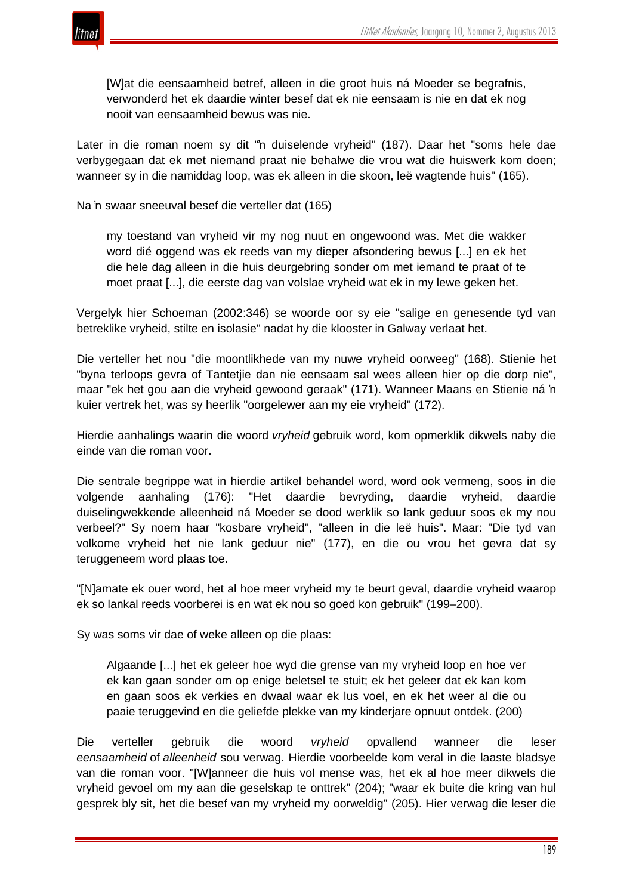> [W]at die eensaamheid betref, alleen in die groot huis ná Moeder se begrafnis, verwonderd het ek daardie winter besef dat ek nie eensaam is nie en dat ek nog nooit van eensaamheid bewus was nie.

Later in die roman noem sy dit "'n duiselende vryheid" (187). Daar het "soms hele dae verbygegaan dat ek met niemand praat nie behalwe die vrou wat die huiswerk kom doen; wanneer sy in die namiddag loop, was ek alleen in die skoon, leë wagtende huis" (165).

Na 'n swaar sneeuval besef die verteller dat (165)

> my toestand van vryheid vir my nog nuut en ongewoond was. Met die wakker word dié oggend was ek reeds van my dieper afsondering bewus [...] en ek het die hele dag alleen in die huis deurgebring sonder om met iemand te praat of te moet praat [...], die eerste dag van volslae vryheid wat ek in my lewe geken het.

Vergelyk hier Schoeman (2002:346) se woorde oor sy eie "salige en genesende tyd van betreklike vryheid, stilte en isolasie" nadat hy die klooster in Galway verlaat het.

Die verteller het nou "die moontlikhede van my nuwe vryheid oorweeg" (168). Stienie het "byna terloops gevra of Tantetjie dan nie eensaam sal wees alleen hier op die dorp nie", maar "ek het gou aan die vryheid gewoond geraak" (171). Wanneer Maans en Stienie ná 'n kuier vertrek het, was sy heerlik "oorgelewer aan my eie vryheid" (172).

Hierdie aanhalings waarin die woord *vryheid* gebruik word, kom opmerklik dikwels naby die einde van die roman voor.

Die sentrale begrippe wat in hierdie artikel behandel word, word ook vermeng, soos in die volgende aanhaling (176): "Het daardie bevryding, daardie vryheid, daardie duiselingwekkende alleenheid ná Moeder se dood werklik so lank geduur soos ek my nou verbeel?" Sy noem haar "kosbare vryheid", "alleen in die leë huis". Maar: "Die tyd van volkome vryheid het nie lank geduur nie" (177), en die ou vrou het gevra dat sy teruggeneem word plaas toe.

"[N]amate ek ouer word, het al hoe meer vryheid my te beurt geval, daardie vryheid waarop ek so lankal reeds voorberei is en wat ek nou so goed kon gebruik" (199–200).

Sy was soms vir dae of weke alleen op die plaas:

> Algaande [...] het ek geleer hoe wyd die grense van my vryheid loop en hoe ver ek kan gaan sonder om op enige beletsel te stuit; ek het geleer dat ek kan kom en gaan soos ek verkies en dwaal waar ek lus voel, en ek het weer al die ou paaie teruggevind en die geliefde plekke van my kinderjare opnuut ontdek. (200)

Die verteller gebruik die woord *vryheid* opvallend wanneer die leser *eensaamheid* of *alleenheid* sou verwag. Hierdie voorbeelde kom veral in die laaste bladsye van die roman voor. "[W]anneer die huis vol mense was, het ek al hoe meer dikwels die vryheid gevoel om my aan die geselskap te onttrek" (204); "waar ek buite die kring van hul gesprek bly sit, het die besef van my vryheid my oorweldig" (205). Hier verwag die leser die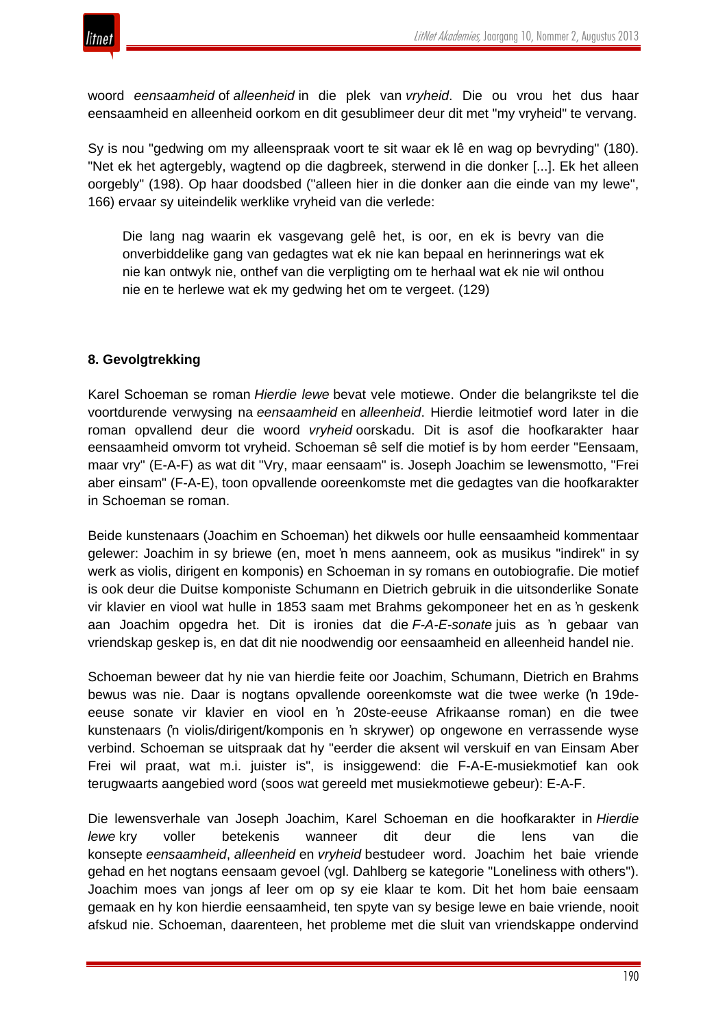woord *eensaamheid* of *alleenheid* in die plek van *vryheid*. Die ou vrou het dus haar eensaamheid en alleenheid oorkom en dit gesublimeer deur dit met "my vryheid" te vervang.

Sy is nou "gedwing om my alleenspraak voort te sit waar ek lê en wag op bevryding" (180). "Net ek het agtergebly, wagtend op die dagbreek, sterwend in die donker [...]. Ek het alleen oorgebly" (198). Op haar doodsbed ("alleen hier in die donker aan die einde van my lewe", 166) ervaar sy uiteindelik werklike vryheid van die verlede:

> Die lang nag waarin ek vasgevang gelê het, is oor, en ek is bevry van die onverbiddelike gang van gedagtes wat ek nie kan bepaal en herinnerings wat ek nie kan ontwyk nie, onthef van die verpligting om te herhaal wat ek nie wil onthou nie en te herlewe wat ek my gedwing het om te vergeet. (129)

**8. Gevolgtrekking**

Karel Schoeman se roman *Hierdie lewe* bevat vele motiewe. Onder die belangrikste tel die voortdurende verwysing na *eensaamheid* en *alleenheid*. Hierdie leitmotief word later in die roman opvallend deur die woord *vryheid* oorskadu. Dit is asof die hoofkarakter haar eensaamheid omvorm tot vryheid. Schoeman sê self die motief is by hom eerder "Eensaam, maar vry" (E-A-F) as wat dit "Vry, maar eensaam" is. Joseph Joachim se lewensmotto, "Frei aber einsam" (F-A-E), toon opvallende ooreenkomste met die gedagtes van die hoofkarakter in Schoeman se roman.

Beide kunstenaars (Joachim en Schoeman) het dikwels oor hulle eensaamheid kommentaar gelewer: Joachim in sy briewe (en, moet 'n mens aanneem, ook as musikus "indirek" in sy werk as violis, dirigent en komponis) en Schoeman in sy romans en outobiografie. Die motief is ook deur die Duitse komponiste Schumann en Dietrich gebruik in die uitsonderlike Sonate vir klavier en viool wat hulle in 1853 saam met Brahms gekomponeer het en as 'n geskenk aan Joachim opgedra het. Dit is ironies dat die *F-A-E-sonate* juis as 'n gebaar van vriendskap geskep is, en dat dit nie noodwendig oor eensaamheid en alleenheid handel nie.

Schoeman beweer dat hy nie van hierdie feite oor Joachim, Schumann, Dietrich en Brahms bewus was nie. Daar is nogtans opvallende ooreenkomste wat die twee werke ('n 19de-eeuse sonate vir klavier en viool en 'n 20ste-eeuse Afrikaanse roman) en die twee kunstenaars ('n violis/dirigent/komponis en 'n skrywer) op ongewone en verrassende wyse verbind. Schoeman se uitspraak dat hy "eerder die aksent wil verskuif en van Einsam Aber Frei wil praat, wat m.i. juister is", is insiggewend: die F-A-E-musiekmotief kan ook terugwaarts aangebied word (soos wat gereeld met musiekmotiewe gebeur): E-A-F.

Die lewensverhale van Joseph Joachim, Karel Schoeman en die hoofkarakter in *Hierdie lewe* kry voller betekenis wanneer dit deur die lens van die konsepte *eensaamheid*, *alleenheid* en *vryheid* bestudeer word. Joachim het baie vriende gehad en het nogtans eensaam gevoel (vgl. Dahlberg se kategorie "Loneliness with others"). Joachim moes van jongs af leer om op sy eie klaar te kom. Dit het hom baie eensaam gemaak en hy kon hierdie eensaamheid, ten spyte van sy besige lewe en baie vriende, nooit afskud nie. Schoeman, daarenteen, het probleme met die sluit van vriendskappe ondervind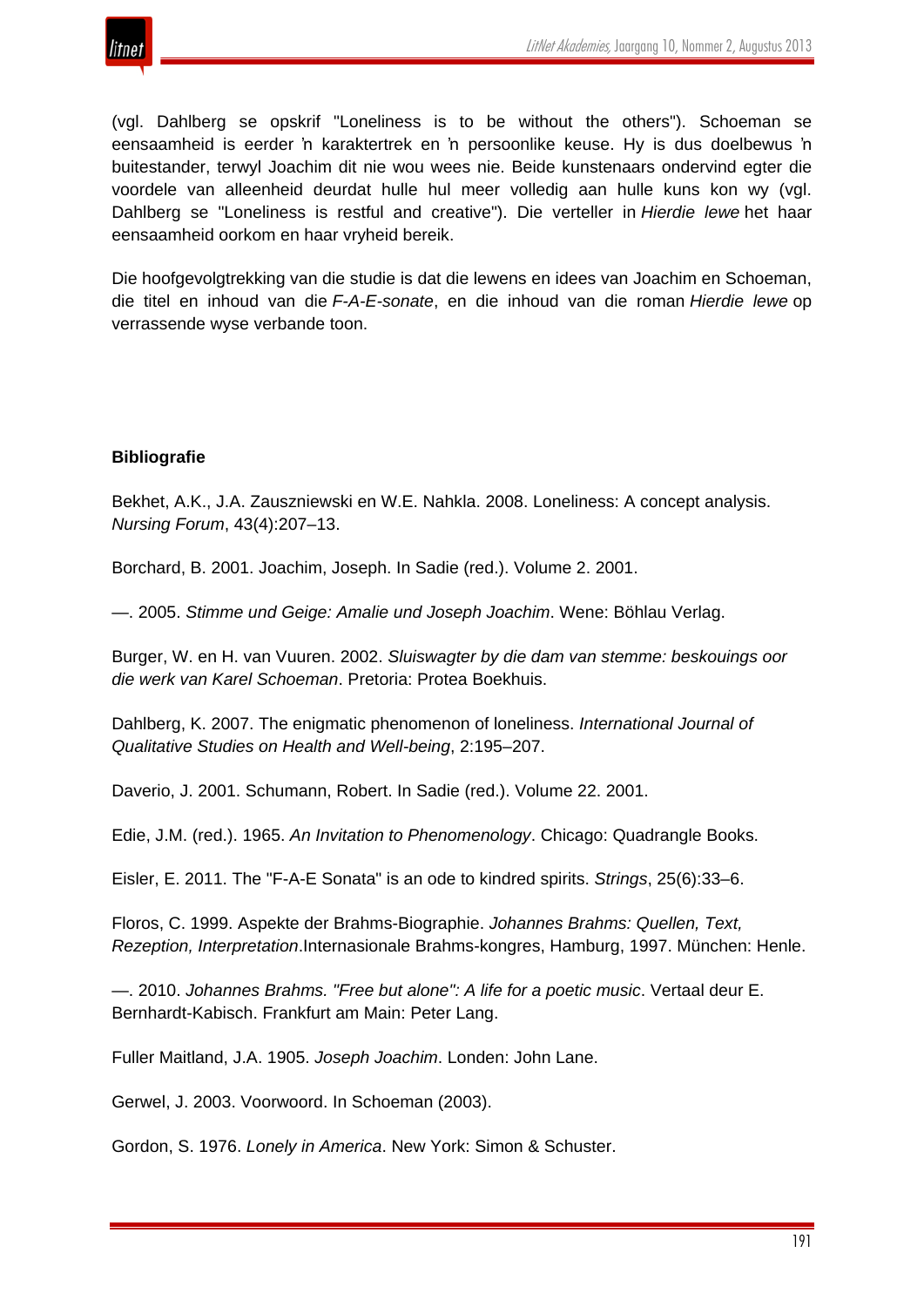(vgl. Dahlberg se opskrif "Loneliness is to be without the others"). Schoeman se eensaamheid is eerder ŉ karaktertrek en ŉ persoonlike keuse. Hy is dus doelbewus ŉ buitestander, terwyl Joachim dit nie wou wees nie. Beide kunstenaars ondervind egter die voordele van alleenheid deurdat hulle hul meer volledig aan hulle kuns kon wy (vgl. Dahlberg se "Loneliness is restful and creative"). Die verteller in *Hierdie lewe* het haar eensaamheid oorkom en haar vryheid bereik.

Die hoofgevolgtrekking van die studie is dat die lewens en idees van Joachim en Schoeman, die titel en inhoud van die *F-A-E-sonate*, en die inhoud van die roman *Hierdie lewe* op verrassende wyse verbande toon.

**Bibliografie**

Bekhet, A.K., J.A. Zauszniewski en W.E. Nahkla. 2008. Loneliness: A concept analysis. *Nursing Forum*, 43(4):207–13.

Borchard, B. 2001. Joachim, Joseph. In Sadie (red.). Volume 2. 2001.

—. 2005. *Stimme und Geige: Amalie und Joseph Joachim*. Wene: Böhlau Verlag.

Burger, W. en H. van Vuuren. 2002. *Sluiswagter by die dam van stemme: beskouings oor die werk van Karel Schoeman*. Pretoria: Protea Boekhuis.

Dahlberg, K. 2007. The enigmatic phenomenon of loneliness. *International Journal of Qualitative Studies on Health and Well-being*, 2:195–207.

Daverio, J. 2001. Schumann, Robert. In Sadie (red.). Volume 22. 2001.

Edie, J.M. (red.). 1965. *An Invitation to Phenomenology*. Chicago: Quadrangle Books.

Eisler, E. 2011. The "F-A-E Sonata" is an ode to kindred spirits. *Strings*, 25(6):33–6.

Floros, C. 1999. Aspekte der Brahms-Biographie. *Johannes Brahms: Quellen, Text, Rezeption, Interpretation*.Internasionale Brahms-kongres, Hamburg, 1997. München: Henle.

—. 2010. *Johannes Brahms. "Free but alone": A life for a poetic music*. Vertaal deur E. Bernhardt-Kabisch. Frankfurt am Main: Peter Lang.

Fuller Maitland, J.A. 1905. *Joseph Joachim*. Londen: John Lane.

Gerwel, J. 2003. Voorwoord. In Schoeman (2003).

Gordon, S. 1976. *Lonely in America*. New York: Simon & Schuster.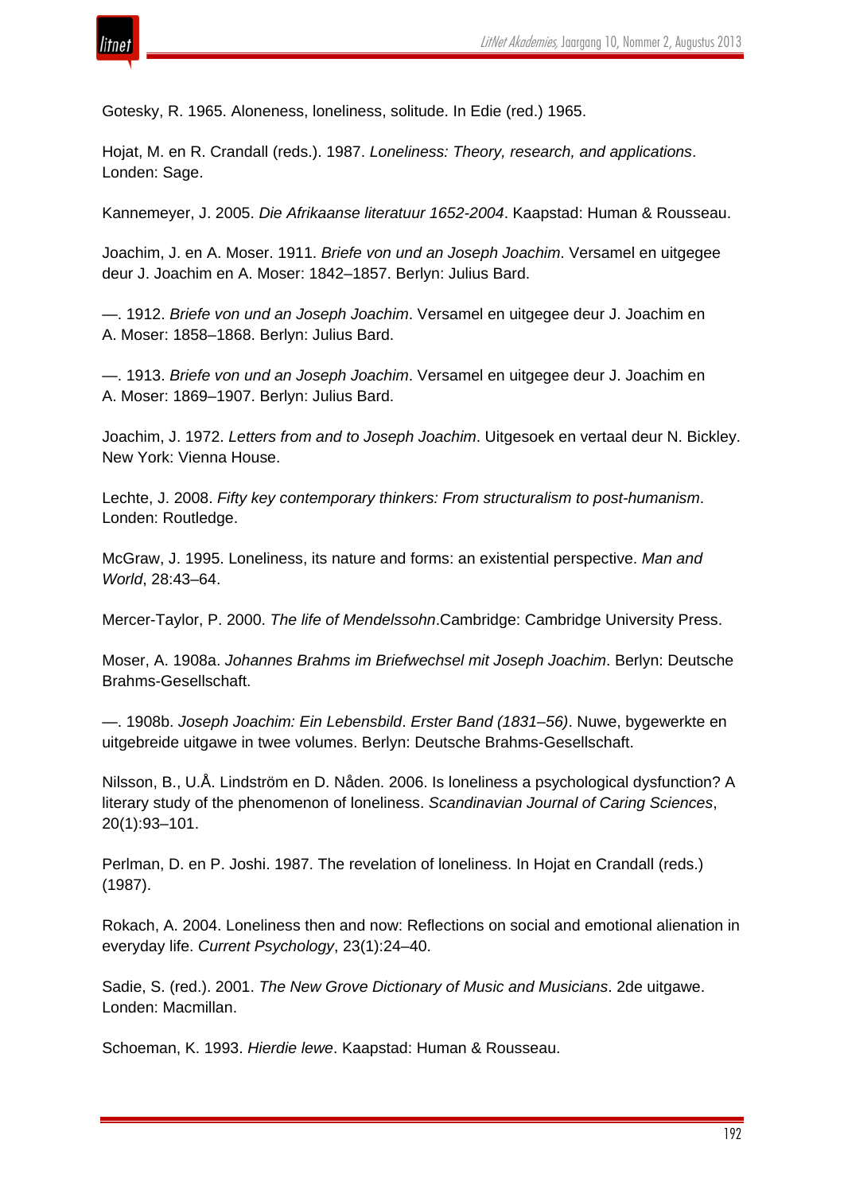Gotesky, R. 1965. Aloneness, loneliness, solitude. In Edie (red.) 1965.

Hojat, M. en R. Crandall (reds.). 1987. *Loneliness: Theory, research, and applications*. Londen: Sage.

Kannemeyer, J. 2005. *Die Afrikaanse literatuur 1652-2004*. Kaapstad: Human & Rousseau.

Joachim, J. en A. Moser. 1911. *Briefe von und an Joseph Joachim*. Versamel en uitgegee deur J. Joachim en A. Moser: 1842–1857. Berlyn: Julius Bard.

—. 1912. *Briefe von und an Joseph Joachim*. Versamel en uitgegee deur J. Joachim en A. Moser: 1858–1868. Berlyn: Julius Bard.

—. 1913. *Briefe von und an Joseph Joachim*. Versamel en uitgegee deur J. Joachim en A. Moser: 1869–1907. Berlyn: Julius Bard.

Joachim, J. 1972. *Letters from and to Joseph Joachim*. Uitgesoek en vertaal deur N. Bickley. New York: Vienna House.

Lechte, J. 2008. *Fifty key contemporary thinkers: From structuralism to post-humanism*. Londen: Routledge.

McGraw, J. 1995. Loneliness, its nature and forms: an existential perspective. *Man and World*, 28:43–64.

Mercer-Taylor, P. 2000. *The life of Mendelssohn*.Cambridge: Cambridge University Press.

Moser, A. 1908a. *Johannes Brahms im Briefwechsel mit Joseph Joachim*. Berlyn: Deutsche Brahms-Gesellschaft.

—. 1908b. *Joseph Joachim: Ein Lebensbild*. *Erster Band (1831–56)*. Nuwe, bygewerkte en uitgebreide uitgawe in twee volumes. Berlyn: Deutsche Brahms-Gesellschaft.

Nilsson, B., U.Å. Lindström en D. Nåden. 2006. Is loneliness a psychological dysfunction? A literary study of the phenomenon of loneliness. *Scandinavian Journal of Caring Sciences*, 20(1):93–101.

Perlman, D. en P. Joshi. 1987. The revelation of loneliness. In Hojat en Crandall (reds.) (1987).

Rokach, A. 2004. Loneliness then and now: Reflections on social and emotional alienation in everyday life. *Current Psychology*, 23(1):24–40.

Sadie, S. (red.). 2001. *The New Grove Dictionary of Music and Musicians*. 2de uitgawe. Londen: Macmillan.

Schoeman, K. 1993. *Hierdie lewe*. Kaapstad: Human & Rousseau.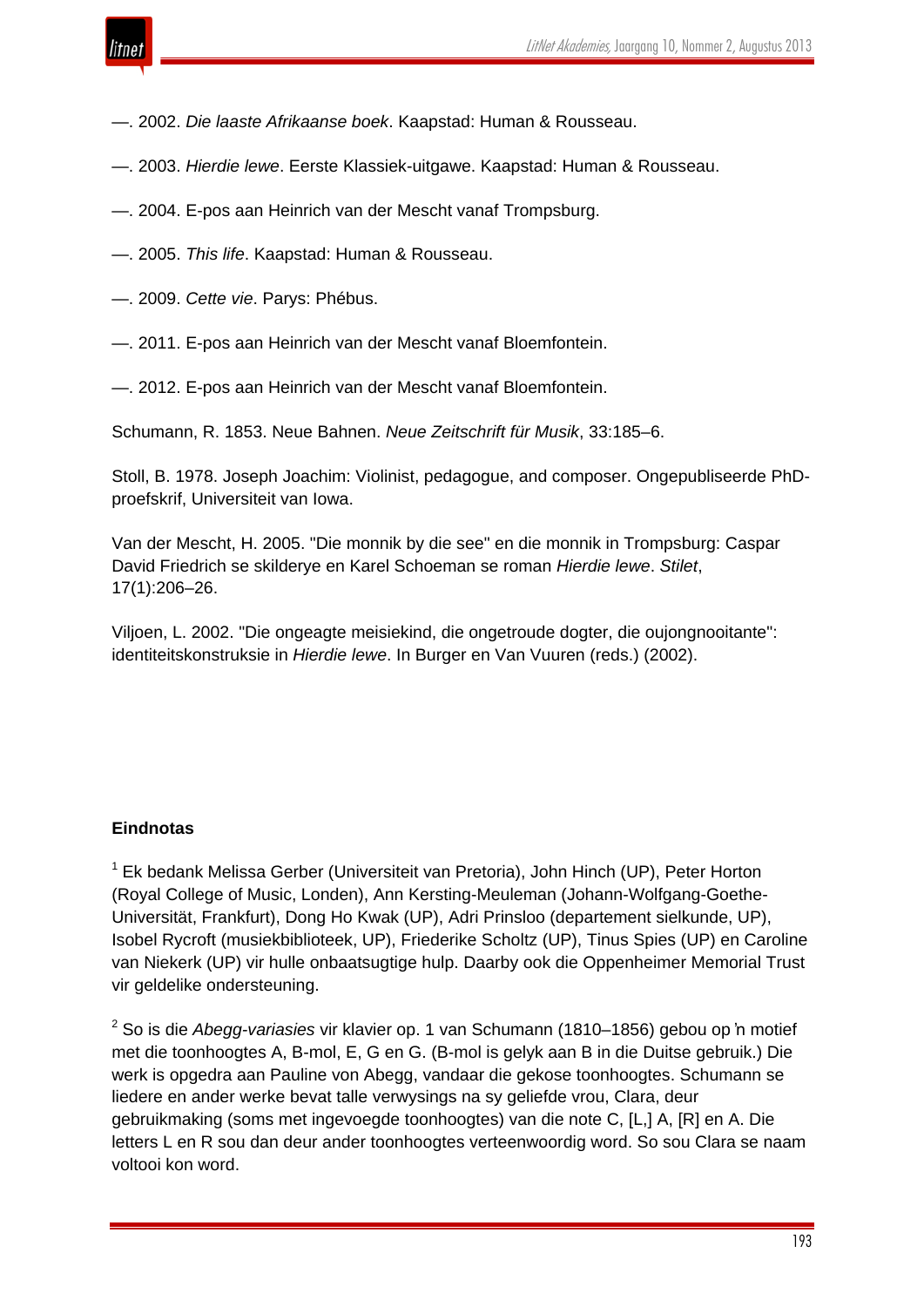—. 2002. *Die laaste Afrikaanse boek*. Kaapstad: Human & Rousseau.

—. 2003. *Hierdie lewe*. Eerste Klassiek-uitgawe. Kaapstad: Human & Rousseau.

—. 2004. E-pos aan Heinrich van der Mescht vanaf Trompsburg.

—. 2005. *This life*. Kaapstad: Human & Rousseau.

—. 2009. *Cette vie*. Parys: Phébus.

—. 2011. E-pos aan Heinrich van der Mescht vanaf Bloemfontein.

—. 2012. E-pos aan Heinrich van der Mescht vanaf Bloemfontein.

Schumann, R. 1853. Neue Bahnen. *Neue Zeitschrift für Musik*, 33:185–6.

Stoll, B. 1978. Joseph Joachim: Violinist, pedagogue, and composer. Ongepubliseerde PhD-proefskrif, Universiteit van Iowa.

Van der Mescht, H. 2005. "Die monnik by die see" en die monnik in Trompsburg: Caspar David Friedrich se skilderye en Karel Schoeman se roman *Hierdie lewe*. *Stilet*, 17(1):206–26.

Viljoen, L. 2002. "Die ongeagte meisiekind, die ongetroude dogter, die oujongnooitante": identiteitskonstruksie in *Hierdie lewe*. In Burger en Van Vuuren (reds.) (2002).

**Eindnotas**

[1] Ek bedank Melissa Gerber (Universiteit van Pretoria), John Hinch (UP), Peter Horton (Royal College of Music, Londen), Ann Kersting-Meuleman (Johann-Wolfgang-Goethe-Universität, Frankfurt), Dong Ho Kwak (UP), Adri Prinsloo (departement sielkunde, UP), Isobel Rycroft (musiekbiblioteek, UP), Friederike Scholtz (UP), Tinus Spies (UP) en Caroline van Niekerk (UP) vir hulle onbaatsugtige hulp. Daarby ook die Oppenheimer Memorial Trust vir geldelike ondersteuning.

[2] So is die *Abegg-variasies* vir klavier op. 1 van Schumann (1810–1856) gebou op 'n motief met die toonhoogtes A, B-mol, E, G en G. (B-mol is gelyk aan B in die Duitse gebruik.) Die werk is opgedra aan Pauline von Abegg, vandaar die gekose toonhoogtes. Schumann se liedere en ander werke bevat talle verwysings na sy geliefde vrou, Clara, deur gebruikmaking (soms met ingevoegde toonhoogtes) van die note C, [L,] A, [R] en A. Die letters L en R sou dan deur ander toonhoogtes verteenwoordig word. So sou Clara se naam voltooi kon word.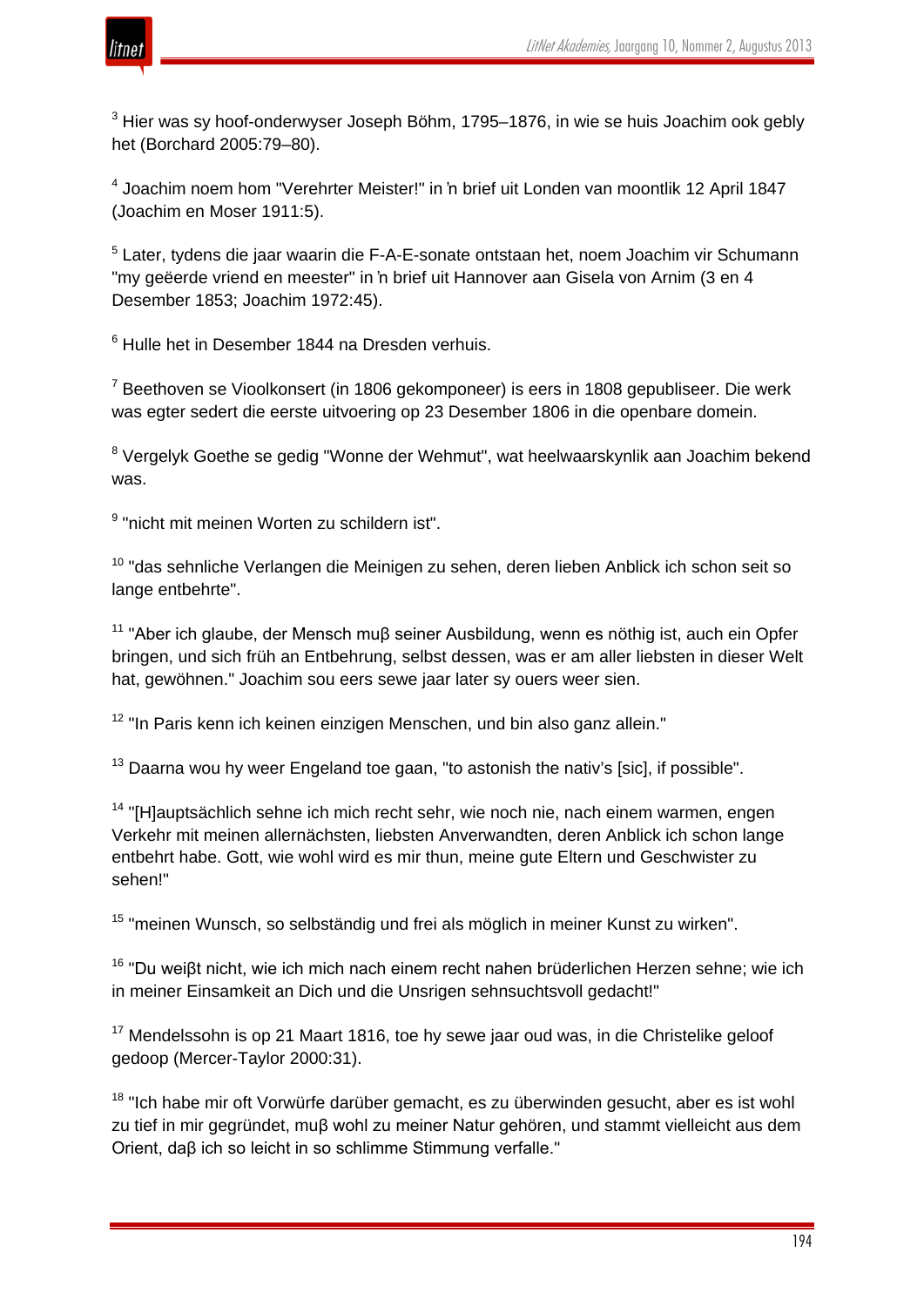[3] Hier was sy hoof-onderwyser Joseph Böhm, 1795–1876, in wie se huis Joachim ook gebly het (Borchard 2005:79–80).

[4] Joachim noem hom "Verehrter Meister!" in ’n brief uit Londen van moontlik 12 April 1847 (Joachim en Moser 1911:5).

[5] Later, tydens die jaar waarin die F-A-E-sonate ontstaan het, noem Joachim vir Schumann "my geëerde vriend en meester" in ’n brief uit Hannover aan Gisela von Arnim (3 en 4 Desember 1853; Joachim 1972:45).

[6] Hulle het in Desember 1844 na Dresden verhuis.

[7] Beethoven se Vioolkonsert (in 1806 gekomponeer) is eers in 1808 gepubliseer. Die werk was egter sedert die eerste uitvoering op 23 Desember 1806 in die openbare domein.

[8] Vergelyk Goethe se gedig "Wonne der Wehmut", wat heelwaarskynlik aan Joachim bekend was.

[9] "nicht mit meinen Worten zu schildern ist".

[10] "das sehnliche Verlangen die Meinigen zu sehen, deren lieben Anblick ich schon seit so lange entbehrte".

[11] "Aber ich glaube, der Mensch muβ seiner Ausbildung, wenn es nöthig ist, auch ein Opfer bringen, und sich früh an Entbehrung, selbst dessen, was er am aller liebsten in dieser Welt hat, gewöhnen." Joachim sou eers sewe jaar later sy ouers weer sien.

[12] "In Paris kenn ich keinen einzigen Menschen, und bin also ganz allein."

[13] Daarna wou hy weer Engeland toe gaan, "to astonish the nativ’s [sic], if possible".

[14] "[H]auptsächlich sehne ich mich recht sehr, wie noch nie, nach einem warmen, engen Verkehr mit meinen allernächsten, liebsten Anverwandten, deren Anblick ich schon lange entbehrt habe. Gott, wie wohl wird es mir thun, meine gute Eltern und Geschwister zu sehen!"

[15] "meinen Wunsch, so selbständig und frei als möglich in meiner Kunst zu wirken".

[16] "Du weiβt nicht, wie ich mich nach einem recht nahen brüderlichen Herzen sehne; wie ich in meiner Einsamkeit an Dich und die Unsrigen sehnsuchtsvoll gedacht!"

[17] Mendelssohn is op 21 Maart 1816, toe hy sewe jaar oud was, in die Christelike geloof gedoop (Mercer-Taylor 2000:31).

[18] "Ich habe mir oft Vorwürfe darüber gemacht, es zu überwinden gesucht, aber es ist wohl zu tief in mir gegründet, muβ wohl zu meiner Natur gehören, und stammt vielleicht aus dem Orient, daβ ich so leicht in so schlimme Stimmung verfalle."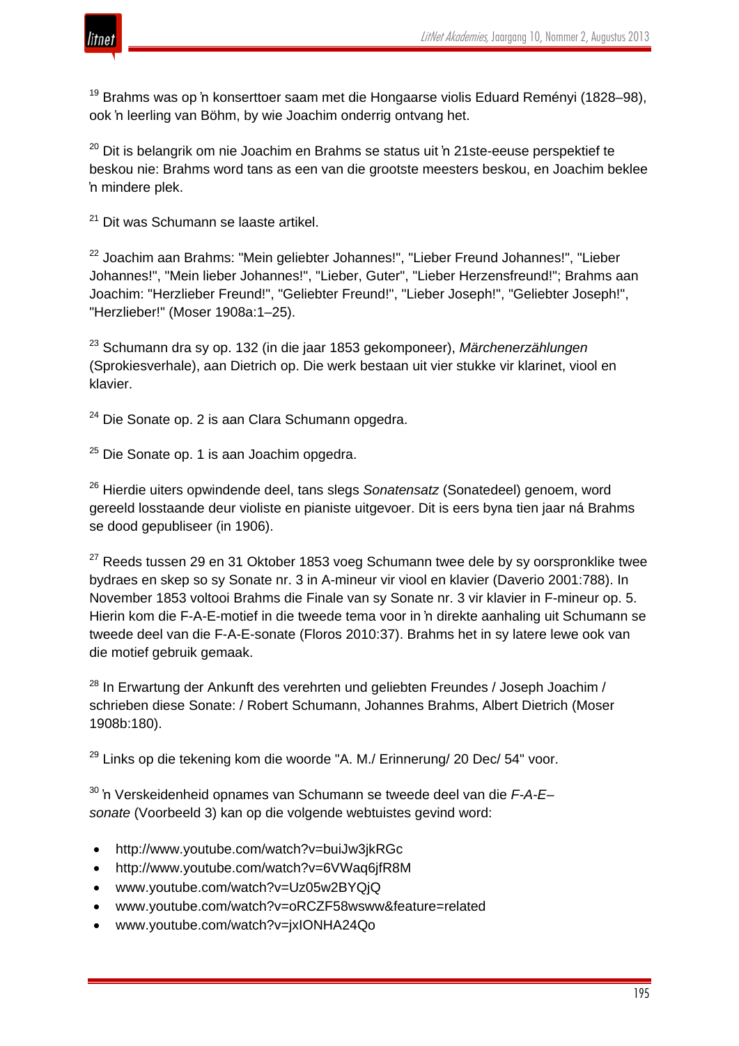[19] Brahms was op ŉ konserttoer saam met die Hongaarse violis Eduard Reményi (1828–98), ook ŉ leerling van Böhm, by wie Joachim onderrig ontvang het.

[20] Dit is belangrik om nie Joachim en Brahms se status uit ŉ 21ste-eeuse perspektief te beskou nie: Brahms word tans as een van die grootste meesters beskou, en Joachim beklee ŉ mindere plek.

[21] Dit was Schumann se laaste artikel.

[22] Joachim aan Brahms: "Mein geliebter Johannes!", "Lieber Freund Johannes!", "Lieber Johannes!", "Mein lieber Johannes!", "Lieber, Guter", "Lieber Herzensfreund!"; Brahms aan Joachim: "Herzlieber Freund!", "Geliebter Freund!", "Lieber Joseph!", "Geliebter Joseph!", "Herzlieber!" (Moser 1908a:1–25).

[23] Schumann dra sy op. 132 (in die jaar 1853 gekomponeer), *Märchenerzählungen* (Sprokiesverhale), aan Dietrich op. Die werk bestaan uit vier stukke vir klarinet, viool en klavier.

[24] Die Sonate op. 2 is aan Clara Schumann opgedra.

[25] Die Sonate op. 1 is aan Joachim opgedra.

[26] Hierdie uiters opwindende deel, tans slegs *Sonatensatz* (Sonatedeel) genoem, word gereeld losstaande deur violiste en pianiste uitgevoer. Dit is eers byna tien jaar ná Brahms se dood gepubliseer (in 1906).

[27] Reeds tussen 29 en 31 Oktober 1853 voeg Schumann twee dele by sy oorspronklike twee bydraes en skep so sy Sonate nr. 3 in A-mineur vir viool en klavier (Daverio 2001:788). In November 1853 voltooi Brahms die Finale van sy Sonate nr. 3 vir klavier in F-mineur op. 5. Hierin kom die F-A-E-motief in die tweede tema voor in ŉ direkte aanhaling uit Schumann se tweede deel van die F-A-E-sonate (Floros 2010:37). Brahms het in sy latere lewe ook van die motief gebruik gemaak.

[28] In Erwartung der Ankunft des verehrten und geliebten Freundes / Joseph Joachim / schrieben diese Sonate: / Robert Schumann, Johannes Brahms, Albert Dietrich (Moser 1908b:180).

[29] Links op die tekening kom die woorde "A. M./ Erinnerung/ 20 Dec/ 54" voor.

[30] ŉ Verskeidenheid opnames van Schumann se tweede deel van die *F-A-E–sonate* (Voorbeeld 3) kan op die volgende webtuistes gevind word:

- http://www.youtube.com/watch?v=buiJw3jkRGc
- http://www.youtube.com/watch?v=6VWaq6jfR8M
- www.youtube.com/watch?v=Uz05w2BYQjQ
- www.youtube.com/watch?v=oRCZF58wsww&feature=related
- www.youtube.com/watch?v=jxIONHA24Qo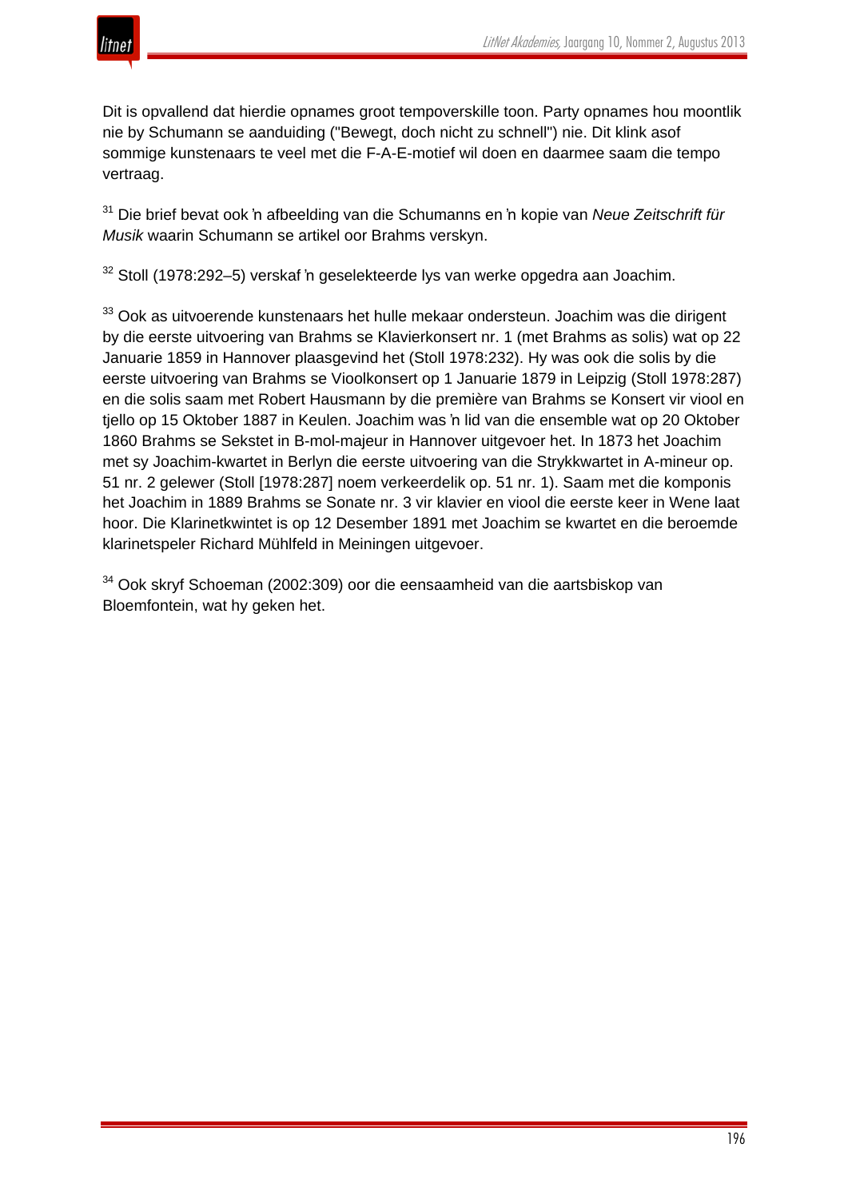Dit is opvallend dat hierdie opnames groot tempoverskille toon. Party opnames hou moontlik nie by Schumann se aanduiding ("Bewegt, doch nicht zu schnell") nie. Dit klink asof sommige kunstenaars te veel met die F-A-E-motief wil doen en daarmee saam die tempo vertraag.

[31] Die brief bevat ook ŉ afbeelding van die Schumanns en ŉ kopie van *Neue Zeitschrift für Musik* waarin Schumann se artikel oor Brahms verskyn.

[32] Stoll (1978:292–5) verskaf ŉ geselekteerde lys van werke opgedra aan Joachim.

[33] Ook as uitvoerende kunstenaars het hulle mekaar ondersteun. Joachim was die dirigent by die eerste uitvoering van Brahms se Klavierkonsert nr. 1 (met Brahms as solis) wat op 22 Januarie 1859 in Hannover plaasgevind het (Stoll 1978:232). Hy was ook die solis by die eerste uitvoering van Brahms se Vioolkonsert op 1 Januarie 1879 in Leipzig (Stoll 1978:287) en die solis saam met Robert Hausmann by die première van Brahms se Konsert vir viool en tjello op 15 Oktober 1887 in Keulen. Joachim was ŉ lid van die ensemble wat op 20 Oktober 1860 Brahms se Sekstet in B-mol-majeur in Hannover uitgevoer het. In 1873 het Joachim met sy Joachim-kwartet in Berlyn die eerste uitvoering van die Strykkwartet in A-mineur op. 51 nr. 2 gelewer (Stoll [1978:287] noem verkeerdelik op. 51 nr. 1). Saam met die komponis het Joachim in 1889 Brahms se Sonate nr. 3 vir klavier en viool die eerste keer in Wene laat hoor. Die Klarinetkwintet is op 12 Desember 1891 met Joachim se kwartet en die beroemde klarinetspeler Richard Mühlfeld in Meiningen uitgevoer.

[34] Ook skryf Schoeman (2002:309) oor die eensaamheid van die aartsbiskop van Bloemfontein, wat hy geken het.